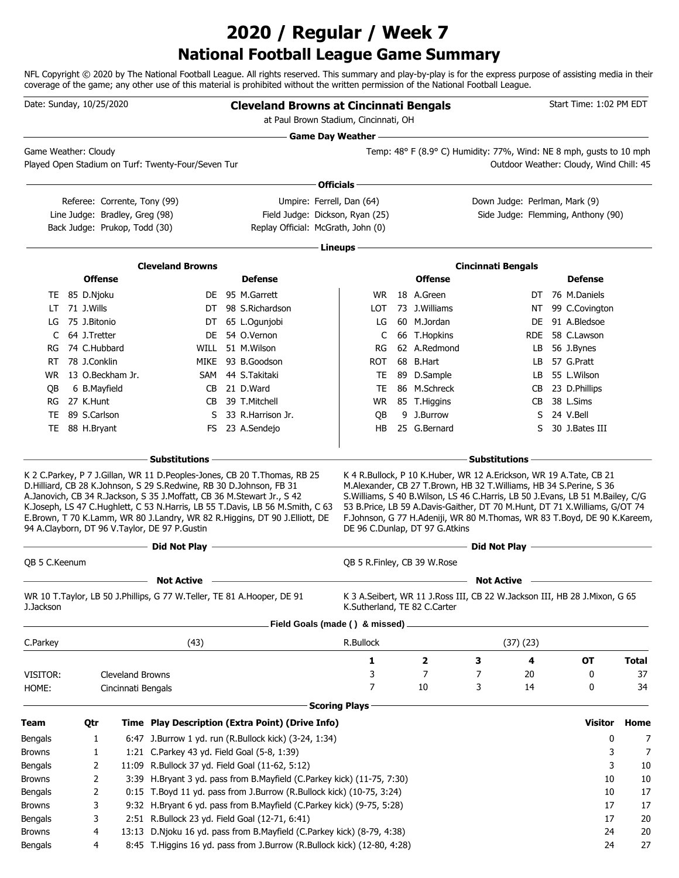# 2020 / Regular / Week 7

## National Football League Game Summary

NFL Copyright © 2020 by The National Football League. All rights reserved. This summary and play-by-play is for the express purpose of assisting media in their coverage of the game; any other use of this material is prohibited without the written permission of the National Football League.

Date: Sunday, 10/25/2020

**Cleveland Browns at Cincinnati Bengals**

at Paul Brown Stadium, Cincinnati, OH

Start Time: 1:02 PM EDT

### Game Day Weather

Game Weather: Cloudy

Played Open Stadium on Turf: Twenty-Four/Seven Tur

Temp: 48° F (8.9° C) Humidity: 77%, Wind: NE 8 mph, gusts to 10 mph

Outdoor Weather: Cloudy, Wind Chill: 45

### Officials

| | | |
|---|---|---|
| Referee: Corrente, Tony (99) | Umpire: Ferrell, Dan (64) | Down Judge: Perlman, Mark (9) |
| Line Judge: Bradley, Greg (98) | Field Judge: Dickson, Ryan (25) | Side Judge: Flemming, Anthony (90) |
| Back Judge: Prukop, Todd (30) | Replay Official: McGrath, John (0) | |

### Lineups

**Cleveland Browns**

| Offense | | Defense | |
|---|---|---|---|
| TE | 85 D.Njoku | DE | 95 M.Garrett |
| LT | 71 J.Wills | DT | 98 S.Richardson |
| LG | 75 J.Bitonio | DT | 65 L.Ogunjobi |
| C | 64 J.Tretter | DE | 54 O.Vernon |
| RG | 74 C.Hubbard | WILL | 51 M.Wilson |
| RT | 78 J.Conklin | MIKE | 93 B.Goodson |
| WR | 13 O.Beckham Jr. | SAM | 44 S.Takitaki |
| QB | 6 B.Mayfield | CB | 21 D.Ward |
| RG | 27 K.Hunt | CB | 39 T.Mitchell |
| TE | 89 S.Carlson | S | 33 R.Harrison Jr. |
| TE | 88 H.Bryant | FS | 23 A.Sendejo |

**Cincinnati Bengals**

| Offense | | Defense | |
|---|---|---|---|
| WR | 18 A.Green | DT | 76 M.Daniels |
| LOT | 73 J.Williams | NT | 99 C.Covington |
| LG | 60 M.Jordan | DE | 91 A.Bledsoe |
| C | 66 T.Hopkins | RDE | 58 C.Lawson |
| RG | 62 A.Redmond | LB | 56 J.Bynes |
| ROT | 68 B.Hart | LB | 57 G.Pratt |
| TE | 89 D.Sample | LB | 55 L.Wilson |
| TE | 86 M.Schreck | CB | 23 D.Phillips |
| WR | 85 T.Higgins | CB | 38 L.Sims |
| QB | 9 J.Burrow | S | 24 V.Bell |
| HB | 25 G.Bernard | S | 30 J.Bates III |

### Substitutions

**Cleveland Browns:** K 2 C.Parkey, P 7 J.Gillan, WR 11 D.Peoples-Jones, CB 20 T.Thomas, RB 25 D.Hilliard, CB 28 K.Johnson, S 29 S.Redwine, RB 30 D.Johnson, FB 31 A.Janovich, CB 34 R.Jackson, S 35 J.Moffatt, CB 36 M.Stewart Jr., S 42 K.Joseph, LS 47 C.Hughlett, C 53 N.Harris, LB 55 T.Davis, LB 56 M.Smith, C 63 E.Brown, T 70 K.Lamm, WR 80 J.Landry, WR 82 R.Higgins, DT 90 J.Elliott, DE 94 A.Clayborn, DT 96 V.Taylor, DE 97 P.Gustin

**Cincinnati Bengals:** K 4 R.Bullock, P 10 K.Huber, WR 12 A.Erickson, WR 19 A.Tate, CB 21 M.Alexander, CB 27 T.Brown, HB 32 T.Williams, HB 34 S.Perine, S 36 S.Williams, S 40 B.Wilson, LS 46 C.Harris, LB 50 J.Evans, LB 51 M.Bailey, C/G 53 B.Price, LB 59 A.Davis-Gaither, DT 70 M.Hunt, DT 71 X.Williams, G/OT 74 F.Johnson, G 77 H.Adeniji, WR 80 M.Thomas, WR 83 T.Boyd, DE 90 K.Kareem, DE 96 C.Dunlap, DT 97 G.Atkins

### Did Not Play

**Cleveland Browns:** QB 5 C.Keenum

**Cincinnati Bengals:** QB 5 R.Finley, CB 39 W.Rose

### Not Active

**Cleveland Browns:** WR 10 T.Taylor, LB 50 J.Phillips, G 77 W.Teller, TE 81 A.Hooper, DE 91 J.Jackson

**Cincinnati Bengals:** K 3 A.Seibert, WR 11 J.Ross III, CB 22 W.Jackson III, HB 28 J.Mixon, G 65 K.Sutherland, TE 82 C.Carter

### Field Goals (made ( ) & missed)

| | |
|---|---|
| C.Parkey | (43) |
| R.Bullock | (37) (23) |

| | | 1 | 2 | 3 | 4 | OT | Total |
|---|---|---|---|---|---|---|---|
| VISITOR: | Cleveland Browns | 3 | 7 | 7 | 20 | 0 | 37 |
| HOME: | Cincinnati Bengals | 7 | 10 | 3 | 14 | 0 | 34 |

### Scoring Plays

| Team | Qtr | Time | Play Description (Extra Point) (Drive Info) | Visitor | Home |
|---|---|---|---|---|---|
| Bengals | 1 | 6:47 | J.Burrow 1 yd. run (R.Bullock kick) (3-24, 1:34) | 0 | 7 |
| Browns | 1 | 1:21 | C.Parkey 43 yd. Field Goal (5-8, 1:39) | 3 | 7 |
| Bengals | 2 | 11:09 | R.Bullock 37 yd. Field Goal (11-62, 5:12) | 3 | 10 |
| Browns | 2 | 3:39 | H.Bryant 3 yd. pass from B.Mayfield (C.Parkey kick) (11-75, 7:30) | 10 | 10 |
| Bengals | 2 | 0:15 | T.Boyd 11 yd. pass from J.Burrow (R.Bullock kick) (10-75, 3:24) | 10 | 17 |
| Browns | 3 | 9:32 | H.Bryant 6 yd. pass from B.Mayfield (C.Parkey kick) (9-75, 5:28) | 17 | 17 |
| Bengals | 3 | 2:51 | R.Bullock 23 yd. Field Goal (12-71, 6:41) | 17 | 20 |
| Browns | 4 | 13:13 | D.Njoku 16 yd. pass from B.Mayfield (C.Parkey kick) (8-79, 4:38) | 24 | 20 |
| Bengals | 4 | 8:45 | T.Higgins 16 yd. pass from J.Burrow (R.Bullock kick) (12-80, 4:28) | 24 | 27 |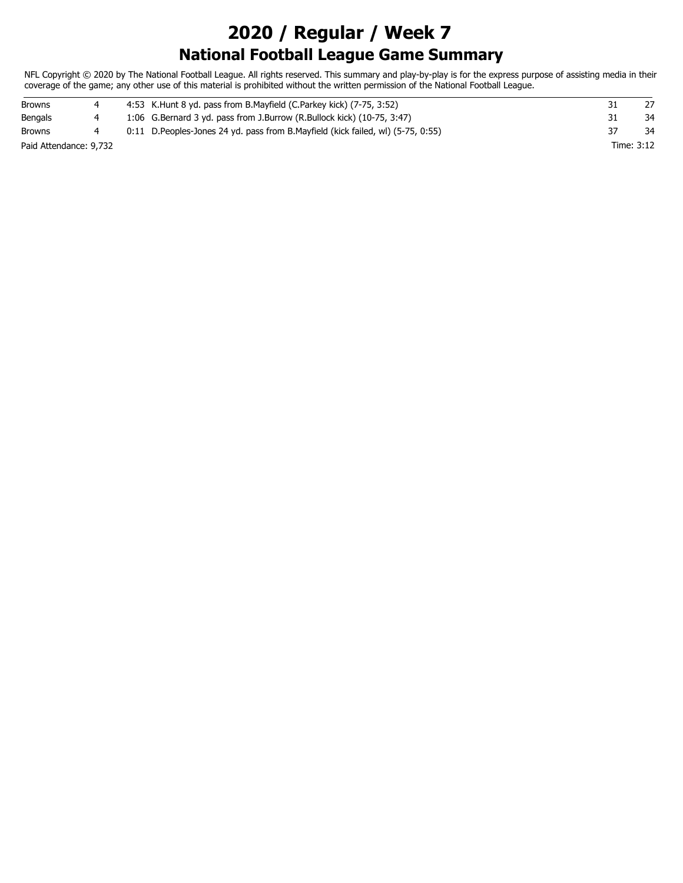# 2020 / Regular / Week 7

## National Football League Game Summary

NFL Copyright © 2020 by The National Football League. All rights reserved. This summary and play-by-play is for the express purpose of assisting media in their coverage of the game; any other use of this material is prohibited without the written permission of the National Football League.

| | | | | |
|---|---|---|---|---|
| Browns | 4 | 4:53 K.Hunt 8 yd. pass from B.Mayfield (C.Parkey kick) (7-75, 3:52) | 31 | 27 |
| Bengals | 4 | 1:06 G.Bernard 3 yd. pass from J.Burrow (R.Bullock kick) (10-75, 3:47) | 31 | 34 |
| Browns | 4 | 0:11 D.Peoples-Jones 24 yd. pass from B.Mayfield (kick failed, wl) (5-75, 0:55) | 37 | 34 |

Paid Attendance: 9,732

Time: 3:12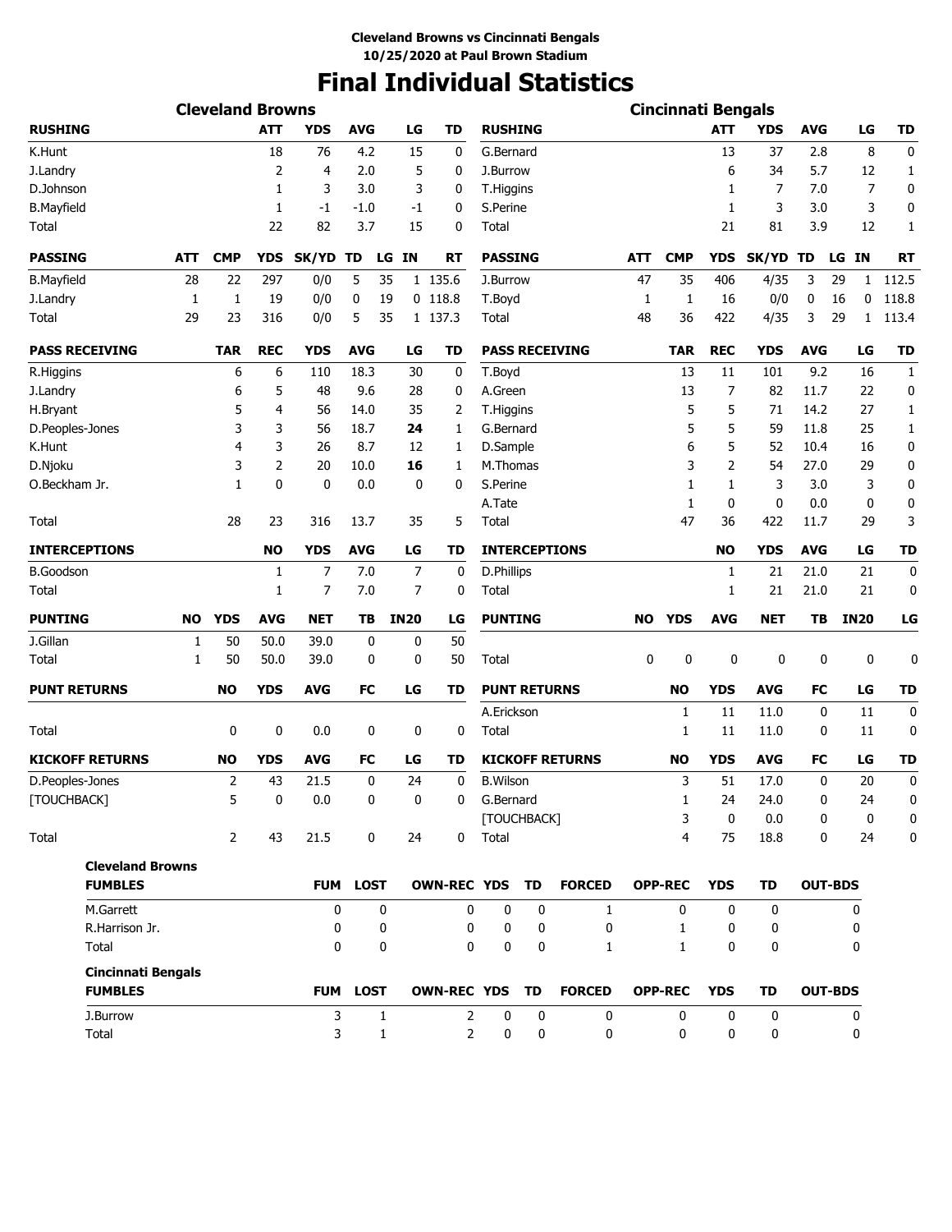**Cleveland Browns vs Cincinnati Bengals**
**10/25/2020 at Paul Brown Stadium**

# Final Individual Statistics

## Cleveland Browns

| RUSHING | ATT | YDS | AVG | LG | TD |
|---|---|---|---|---|---|
| K.Hunt | 18 | 76 | 4.2 | 15 | 0 |
| J.Landry | 2 | 4 | 2.0 | 5 | 0 |
| D.Johnson | 1 | 3 | 3.0 | 3 | 0 |
| B.Mayfield | 1 | -1 | -1.0 | -1 | 0 |
| Total | 22 | 82 | 3.7 | 15 | 0 |

| PASSING | ATT | CMP | YDS | SK/YD | TD | LG | IN | RT |
|---|---|---|---|---|---|---|---|---|
| B.Mayfield | 28 | 22 | 297 | 0/0 | 5 | 35 | 1 | 135.6 |
| J.Landry | 1 | 1 | 19 | 0/0 | 0 | 19 | 0 | 118.8 |
| Total | 29 | 23 | 316 | 0/0 | 5 | 35 | 1 | 137.3 |

| PASS RECEIVING | TAR | REC | YDS | AVG | LG | TD |
|---|---|---|---|---|---|---|
| R.Higgins | 6 | 6 | 110 | 18.3 | 30 | 0 |
| J.Landry | 6 | 5 | 48 | 9.6 | 28 | 0 |
| H.Bryant | 5 | 4 | 56 | 14.0 | 35 | 2 |
| D.Peoples-Jones | 3 | 3 | 56 | 18.7 | **24** | 1 |
| K.Hunt | 4 | 3 | 26 | 8.7 | 12 | 1 |
| D.Njoku | 3 | 2 | 20 | 10.0 | **16** | 1 |
| O.Beckham Jr. | 1 | 0 | 0 | 0.0 | 0 | 0 |
| Total | 28 | 23 | 316 | 13.7 | 35 | 5 |

| INTERCEPTIONS | NO | YDS | AVG | LG | TD |
|---|---|---|---|---|---|
| B.Goodson | 1 | 7 | 7.0 | 7 | 0 |
| Total | 1 | 7 | 7.0 | 7 | 0 |

| PUNTING | NO | YDS | AVG | NET | TB | IN20 | LG |
|---|---|---|---|---|---|---|---|
| J.Gillan | 1 | 50 | 50.0 | 39.0 | 0 | 0 | 50 |
| Total | 1 | 50 | 50.0 | 39.0 | 0 | 0 | 50 |

| PUNT RETURNS | NO | YDS | AVG | FC | LG | TD |
|---|---|---|---|---|---|---|
| Total | 0 | 0 | 0.0 | 0 | 0 | 0 |

| KICKOFF RETURNS | NO | YDS | AVG | FC | LG | TD |
|---|---|---|---|---|---|---|
| D.Peoples-Jones | 2 | 43 | 21.5 | 0 | 24 | 0 |
| [TOUCHBACK] | 5 | 0 | 0.0 | 0 | 0 | 0 |
| Total | 2 | 43 | 21.5 | 0 | 24 | 0 |

## Cincinnati Bengals

| RUSHING | ATT | YDS | AVG | LG | TD |
|---|---|---|---|---|---|
| G.Bernard | 13 | 37 | 2.8 | 8 | 0 |
| J.Burrow | 6 | 34 | 5.7 | 12 | 1 |
| T.Higgins | 1 | 7 | 7.0 | 7 | 0 |
| S.Perine | 1 | 3 | 3.0 | 3 | 0 |
| Total | 21 | 81 | 3.9 | 12 | 1 |

| PASSING | ATT | CMP | YDS | SK/YD | TD | LG | IN | RT |
|---|---|---|---|---|---|---|---|---|
| J.Burrow | 47 | 35 | 406 | 4/35 | 3 | 29 | 1 | 112.5 |
| T.Boyd | 1 | 1 | 16 | 0/0 | 0 | 16 | 0 | 118.8 |
| Total | 48 | 36 | 422 | 4/35 | 3 | 29 | 1 | 113.4 |

| PASS RECEIVING | TAR | REC | YDS | AVG | LG | TD |
|---|---|---|---|---|---|---|
| T.Boyd | 13 | 11 | 101 | 9.2 | 16 | 1 |
| A.Green | 13 | 7 | 82 | 11.7 | 22 | 0 |
| T.Higgins | 5 | 5 | 71 | 14.2 | 27 | 1 |
| G.Bernard | 5 | 5 | 59 | 11.8 | 25 | 1 |
| D.Sample | 6 | 5 | 52 | 10.4 | 16 | 0 |
| M.Thomas | 3 | 2 | 54 | 27.0 | 29 | 0 |
| S.Perine | 1 | 1 | 3 | 3.0 | 3 | 0 |
| A.Tate | 1 | 0 | 0 | 0.0 | 0 | 0 |
| Total | 47 | 36 | 422 | 11.7 | 29 | 3 |

| INTERCEPTIONS | NO | YDS | AVG | LG | TD |
|---|---|---|---|---|---|
| D.Phillips | 1 | 21 | 21.0 | 21 | 0 |
| Total | 1 | 21 | 21.0 | 21 | 0 |

| PUNTING | NO | YDS | AVG | NET | TB | IN20 | LG |
|---|---|---|---|---|---|---|---|
| Total | 0 | 0 | 0 | 0 | 0 | 0 | 0 |

| PUNT RETURNS | NO | YDS | AVG | FC | LG | TD |
|---|---|---|---|---|---|---|
| A.Erickson | 1 | 11 | 11.0 | 0 | 11 | 0 |
| Total | 1 | 11 | 11.0 | 0 | 11 | 0 |

| KICKOFF RETURNS | NO | YDS | AVG | FC | LG | TD |
|---|---|---|---|---|---|---|
| B.Wilson | 3 | 51 | 17.0 | 0 | 20 | 0 |
| G.Bernard | 1 | 24 | 24.0 | 0 | 24 | 0 |
| [TOUCHBACK] | 3 | 0 | 0.0 | 0 | 0 | 0 |
| Total | 4 | 75 | 18.8 | 0 | 24 | 0 |

## Cleveland Browns

| FUMBLES | FUM | LOST | OWN-REC | YDS | TD | FORCED | OPP-REC | YDS | TD | OUT-BDS |
|---|---|---|---|---|---|---|---|---|---|---|
| M.Garrett | 0 | 0 | 0 | 0 | 0 | 1 | 0 | 0 | 0 | 0 |
| R.Harrison Jr. | 0 | 0 | 0 | 0 | 0 | 0 | 1 | 0 | 0 | 0 |
| Total | 0 | 0 | 0 | 0 | 0 | 1 | 1 | 0 | 0 | 0 |

## Cincinnati Bengals

| FUMBLES | FUM | LOST | OWN-REC | YDS | TD | FORCED | OPP-REC | YDS | TD | OUT-BDS |
|---|---|---|---|---|---|---|---|---|---|---|
| J.Burrow | 3 | 1 | 2 | 0 | 0 | 0 | 0 | 0 | 0 | 0 |
| Total | 3 | 1 | 2 | 0 | 0 | 0 | 0 | 0 | 0 | 0 |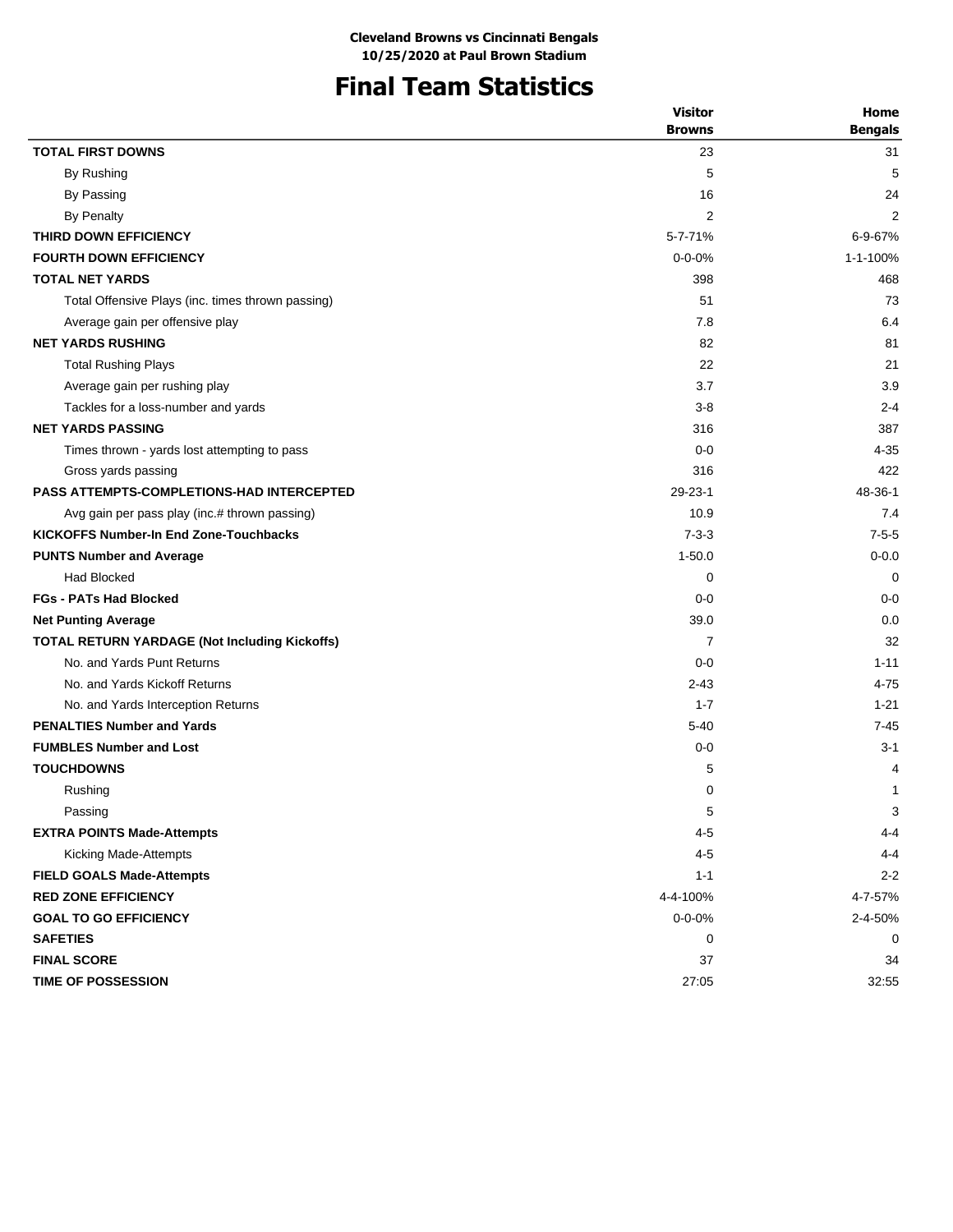**Cleveland Browns vs Cincinnati Bengals**
**10/25/2020 at Paul Brown Stadium**

# Final Team Statistics

| | Visitor Browns | Home Bengals |
|---|---|---|
| **TOTAL FIRST DOWNS** | 23 | 31 |
| By Rushing | 5 | 5 |
| By Passing | 16 | 24 |
| By Penalty | 2 | 2 |
| **THIRD DOWN EFFICIENCY** | 5-7-71% | 6-9-67% |
| **FOURTH DOWN EFFICIENCY** | 0-0-0% | 1-1-100% |
| **TOTAL NET YARDS** | 398 | 468 |
| Total Offensive Plays (inc. times thrown passing) | 51 | 73 |
| Average gain per offensive play | 7.8 | 6.4 |
| **NET YARDS RUSHING** | 82 | 81 |
| Total Rushing Plays | 22 | 21 |
| Average gain per rushing play | 3.7 | 3.9 |
| Tackles for a loss-number and yards | 3-8 | 2-4 |
| **NET YARDS PASSING** | 316 | 387 |
| Times thrown - yards lost attempting to pass | 0-0 | 4-35 |
| Gross yards passing | 316 | 422 |
| **PASS ATTEMPTS-COMPLETIONS-HAD INTERCEPTED** | 29-23-1 | 48-36-1 |
| Avg gain per pass play (inc.# thrown passing) | 10.9 | 7.4 |
| **KICKOFFS Number-In End Zone-Touchbacks** | 7-3-3 | 7-5-5 |
| **PUNTS Number and Average** | 1-50.0 | 0-0.0 |
| Had Blocked | 0 | 0 |
| **FGs - PATs Had Blocked** | 0-0 | 0-0 |
| **Net Punting Average** | 39.0 | 0.0 |
| **TOTAL RETURN YARDAGE (Not Including Kickoffs)** | 7 | 32 |
| No. and Yards Punt Returns | 0-0 | 1-11 |
| No. and Yards Kickoff Returns | 2-43 | 4-75 |
| No. and Yards Interception Returns | 1-7 | 1-21 |
| **PENALTIES Number and Yards** | 5-40 | 7-45 |
| **FUMBLES Number and Lost** | 0-0 | 3-1 |
| **TOUCHDOWNS** | 5 | 4 |
| Rushing | 0 | 1 |
| Passing | 5 | 3 |
| **EXTRA POINTS Made-Attempts** | 4-5 | 4-4 |
| Kicking Made-Attempts | 4-5 | 4-4 |
| **FIELD GOALS Made-Attempts** | 1-1 | 2-2 |
| **RED ZONE EFFICIENCY** | 4-4-100% | 4-7-57% |
| **GOAL TO GO EFFICIENCY** | 0-0-0% | 2-4-50% |
| **SAFETIES** | 0 | 0 |
| **FINAL SCORE** | 37 | 34 |
| **TIME OF POSSESSION** | 27:05 | 32:55 |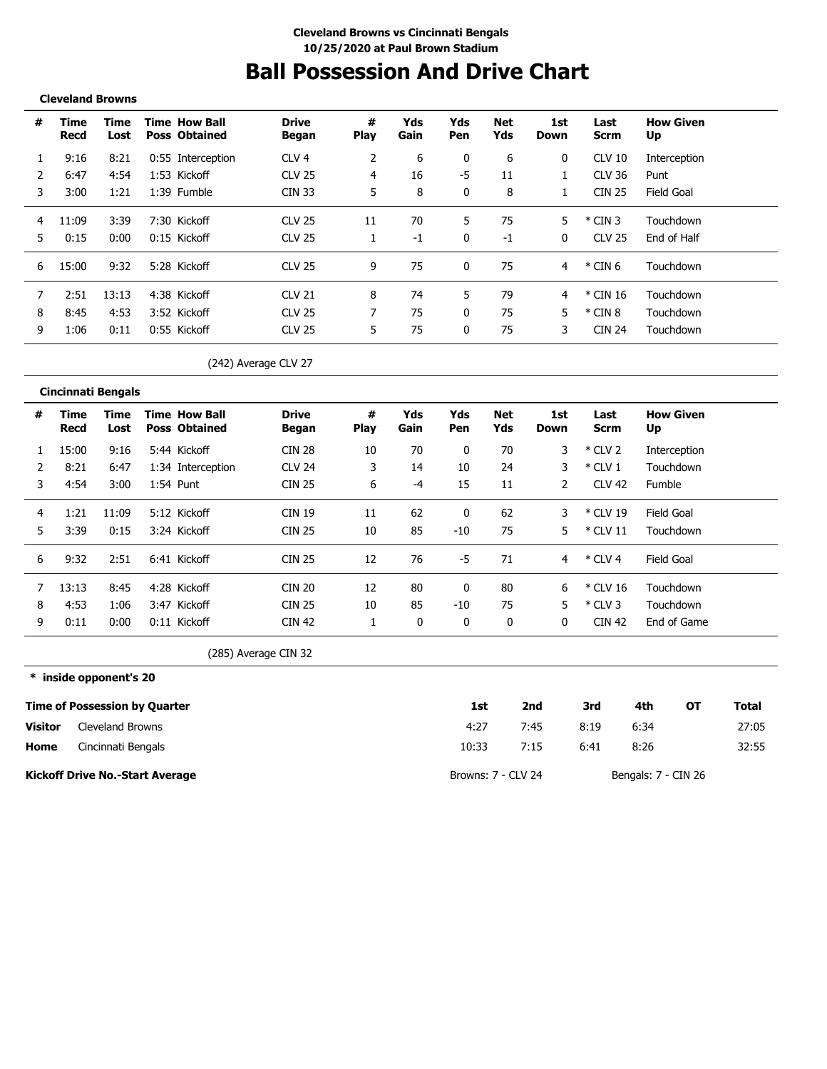**Cleveland Browns vs Cincinnati Bengals**
**10/25/2020 at Paul Brown Stadium**

# Ball Possession And Drive Chart

**Cleveland Browns**

| # | Time Recd | Time Lost | Time Poss | How Ball Obtained | Drive Began | # Play | Yds Gain | Yds Pen | Net Yds | 1st Down | Last Scrm | How Given Up |
|---|---|---|---|---|---|---|---|---|---|---|---|---|
| 1 | 9:16 | 8:21 | 0:55 | Interception | CLV 4 | 2 | 6 | 0 | 6 | 0 | CLV 10 | Interception |
| 2 | 6:47 | 4:54 | 1:53 | Kickoff | CLV 25 | 4 | 16 | -5 | 11 | 1 | CLV 36 | Punt |
| 3 | 3:00 | 1:21 | 1:39 | Fumble | CIN 33 | 5 | 8 | 0 | 8 | 1 | CIN 25 | Field Goal |
| 4 | 11:09 | 3:39 | 7:30 | Kickoff | CLV 25 | 11 | 70 | 5 | 75 | 5 | * CIN 3 | Touchdown |
| 5 | 0:15 | 0:00 | 0:15 | Kickoff | CLV 25 | 1 | -1 | 0 | -1 | 0 | CLV 25 | End of Half |
| 6 | 15:00 | 9:32 | 5:28 | Kickoff | CLV 25 | 9 | 75 | 0 | 75 | 4 | * CIN 6 | Touchdown |
| 7 | 2:51 | 13:13 | 4:38 | Kickoff | CLV 21 | 8 | 74 | 5 | 79 | 4 | * CIN 16 | Touchdown |
| 8 | 8:45 | 4:53 | 3:52 | Kickoff | CLV 25 | 7 | 75 | 0 | 75 | 5 | * CIN 8 | Touchdown |
| 9 | 1:06 | 0:11 | 0:55 | Kickoff | CLV 25 | 5 | 75 | 0 | 75 | 3 | CIN 24 | Touchdown |

(242) Average CLV 27

**Cincinnati Bengals**

| # | Time Recd | Time Lost | Time Poss | How Ball Obtained | Drive Began | # Play | Yds Gain | Yds Pen | Net Yds | 1st Down | Last Scrm | How Given Up |
|---|---|---|---|---|---|---|---|---|---|---|---|---|
| 1 | 15:00 | 9:16 | 5:44 | Kickoff | CIN 28 | 10 | 70 | 0 | 70 | 3 | * CLV 2 | Interception |
| 2 | 8:21 | 6:47 | 1:34 | Interception | CLV 24 | 3 | 14 | 10 | 24 | 3 | * CLV 1 | Touchdown |
| 3 | 4:54 | 3:00 | 1:54 | Punt | CIN 25 | 6 | -4 | 15 | 11 | 2 | CLV 42 | Fumble |
| 4 | 1:21 | 11:09 | 5:12 | Kickoff | CIN 19 | 11 | 62 | 0 | 62 | 3 | * CLV 19 | Field Goal |
| 5 | 3:39 | 0:15 | 3:24 | Kickoff | CIN 25 | 10 | 85 | -10 | 75 | 5 | * CLV 11 | Touchdown |
| 6 | 9:32 | 2:51 | 6:41 | Kickoff | CIN 25 | 12 | 76 | -5 | 71 | 4 | * CLV 4 | Field Goal |
| 7 | 13:13 | 8:45 | 4:28 | Kickoff | CIN 20 | 12 | 80 | 0 | 80 | 6 | * CLV 16 | Touchdown |
| 8 | 4:53 | 1:06 | 3:47 | Kickoff | CIN 25 | 10 | 85 | -10 | 75 | 5 | * CLV 3 | Touchdown |
| 9 | 0:11 | 0:00 | 0:11 | Kickoff | CIN 42 | 1 | 0 | 0 | 0 | 0 | CIN 42 | End of Game |

(285) Average CIN 32

**\* inside opponent's 20**

| Time of Possession by Quarter | | 1st | 2nd | 3rd | 4th | OT | Total |
|---|---|---|---|---|---|---|---|
| **Visitor** | Cleveland Browns | 4:27 | 7:45 | 8:19 | 6:34 | | 27:05 |
| **Home** | Cincinnati Bengals | 10:33 | 7:15 | 6:41 | 8:26 | | 32:55 |

**Kickoff Drive No.-Start Average** Browns: 7 - CLV 24 Bengals: 7 - CIN 26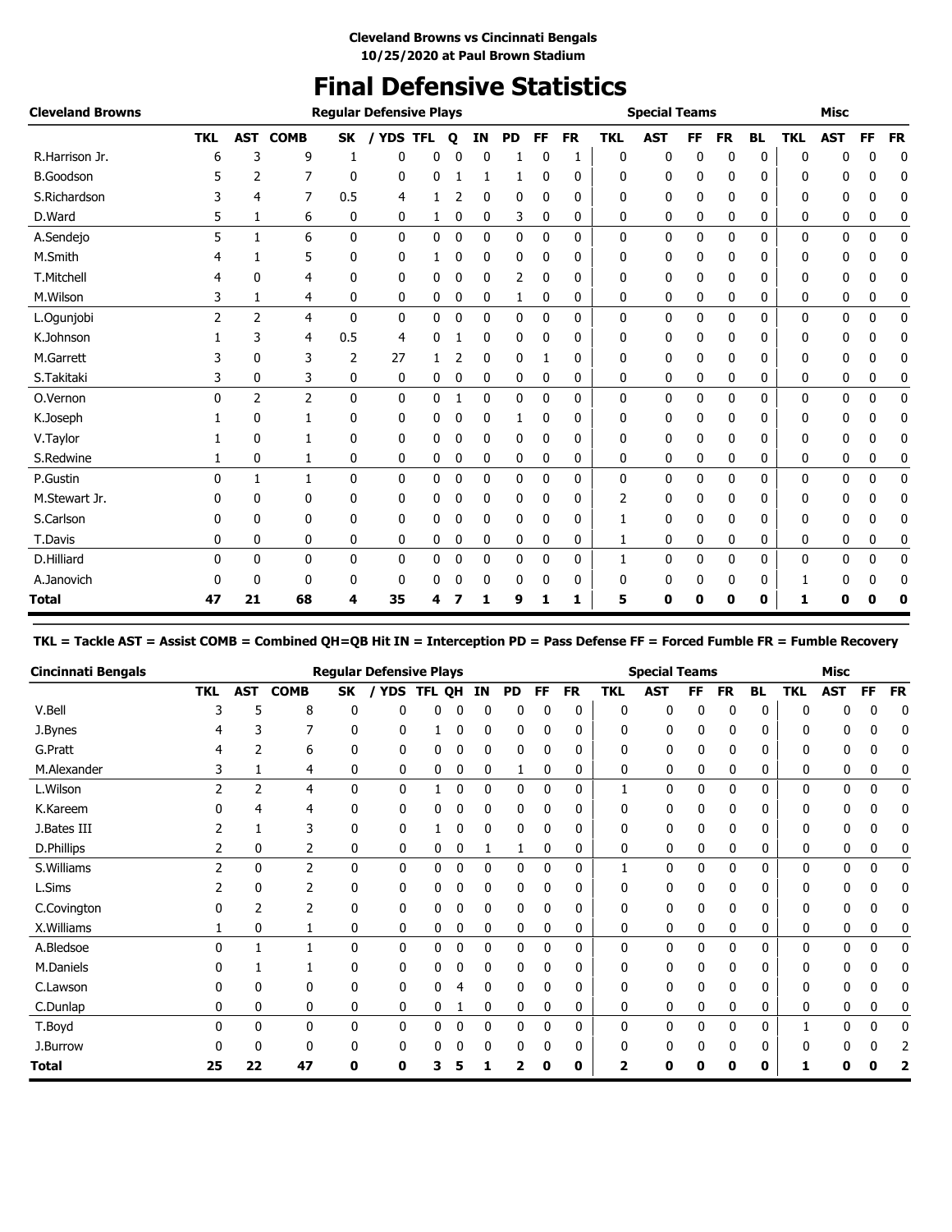**Cleveland Browns vs Cincinnati Bengals**
**10/25/2020 at Paul Brown Stadium**

# Final Defensive Statistics

| Cleveland Browns | Regular Defensive Plays | | | | | | | | | | | Special Teams | | | | | Misc | | | |
|---|---|---|---|---|---|---|---|---|---|---|---|---|---|---|---|---|---|---|---|---|
| | TKL | AST | COMB | SK | / YDS | TFL | Q | IN | PD | FF | FR | TKL | AST | FF | FR | BL | TKL | AST | FF | FR |
| R.Harrison Jr. | 6 | 3 | 9 | 1 | 0 | 0 | 0 | 0 | 1 | 0 | 1 | 0 | 0 | 0 | 0 | 0 | 0 | 0 | 0 | 0 |
| B.Goodson | 5 | 2 | 7 | 0 | 0 | 0 | 1 | 1 | 1 | 0 | 0 | 0 | 0 | 0 | 0 | 0 | 0 | 0 | 0 | 0 |
| S.Richardson | 3 | 4 | 7 | 0.5 | 4 | 1 | 2 | 0 | 0 | 0 | 0 | 0 | 0 | 0 | 0 | 0 | 0 | 0 | 0 | 0 |
| D.Ward | 5 | 1 | 6 | 0 | 0 | 1 | 0 | 0 | 3 | 0 | 0 | 0 | 0 | 0 | 0 | 0 | 0 | 0 | 0 | 0 |
| A.Sendejo | 5 | 1 | 6 | 0 | 0 | 0 | 0 | 0 | 0 | 0 | 0 | 0 | 0 | 0 | 0 | 0 | 0 | 0 | 0 | 0 |
| M.Smith | 4 | 1 | 5 | 0 | 0 | 1 | 0 | 0 | 0 | 0 | 0 | 0 | 0 | 0 | 0 | 0 | 0 | 0 | 0 | 0 |
| T.Mitchell | 4 | 0 | 4 | 0 | 0 | 0 | 0 | 0 | 2 | 0 | 0 | 0 | 0 | 0 | 0 | 0 | 0 | 0 | 0 | 0 |
| M.Wilson | 3 | 1 | 4 | 0 | 0 | 0 | 0 | 0 | 1 | 0 | 0 | 0 | 0 | 0 | 0 | 0 | 0 | 0 | 0 | 0 |
| L.Ogunjobi | 2 | 2 | 4 | 0 | 0 | 0 | 0 | 0 | 0 | 0 | 0 | 0 | 0 | 0 | 0 | 0 | 0 | 0 | 0 | 0 |
| K.Johnson | 1 | 3 | 4 | 0.5 | 4 | 0 | 1 | 0 | 0 | 0 | 0 | 0 | 0 | 0 | 0 | 0 | 0 | 0 | 0 | 0 |
| M.Garrett | 3 | 0 | 3 | 2 | 27 | 1 | 2 | 0 | 0 | 1 | 0 | 0 | 0 | 0 | 0 | 0 | 0 | 0 | 0 | 0 |
| S.Takitaki | 3 | 0 | 3 | 0 | 0 | 0 | 0 | 0 | 0 | 0 | 0 | 0 | 0 | 0 | 0 | 0 | 0 | 0 | 0 | 0 |
| O.Vernon | 0 | 2 | 2 | 0 | 0 | 0 | 1 | 0 | 0 | 0 | 0 | 0 | 0 | 0 | 0 | 0 | 0 | 0 | 0 | 0 |
| K.Joseph | 1 | 0 | 1 | 0 | 0 | 0 | 0 | 0 | 1 | 0 | 0 | 0 | 0 | 0 | 0 | 0 | 0 | 0 | 0 | 0 |
| V.Taylor | 1 | 0 | 1 | 0 | 0 | 0 | 0 | 0 | 0 | 0 | 0 | 0 | 0 | 0 | 0 | 0 | 0 | 0 | 0 | 0 |
| S.Redwine | 1 | 0 | 1 | 0 | 0 | 0 | 0 | 0 | 0 | 0 | 0 | 0 | 0 | 0 | 0 | 0 | 0 | 0 | 0 | 0 |
| P.Gustin | 0 | 1 | 1 | 0 | 0 | 0 | 0 | 0 | 0 | 0 | 0 | 0 | 0 | 0 | 0 | 0 | 0 | 0 | 0 | 0 |
| M.Stewart Jr. | 0 | 0 | 0 | 0 | 0 | 0 | 0 | 0 | 0 | 0 | 0 | 2 | 0 | 0 | 0 | 0 | 0 | 0 | 0 | 0 |
| S.Carlson | 0 | 0 | 0 | 0 | 0 | 0 | 0 | 0 | 0 | 0 | 0 | 1 | 0 | 0 | 0 | 0 | 0 | 0 | 0 | 0 |
| T.Davis | 0 | 0 | 0 | 0 | 0 | 0 | 0 | 0 | 0 | 0 | 0 | 1 | 0 | 0 | 0 | 0 | 0 | 0 | 0 | 0 |
| D.Hilliard | 0 | 0 | 0 | 0 | 0 | 0 | 0 | 0 | 0 | 0 | 0 | 1 | 0 | 0 | 0 | 0 | 0 | 0 | 0 | 0 |
| A.Janovich | 0 | 0 | 0 | 0 | 0 | 0 | 0 | 0 | 0 | 0 | 0 | 0 | 0 | 0 | 0 | 0 | 1 | 0 | 0 | 0 |
| **Total** | **47** | **21** | **68** | **4** | **35** | **4** | **7** | **1** | **9** | **1** | **1** | **5** | **0** | **0** | **0** | **0** | **1** | **0** | **0** | **0** |

**TKL = Tackle AST = Assist COMB = Combined QH=QB Hit IN = Interception PD = Pass Defense FF = Forced Fumble FR = Fumble Recovery**

| Cincinnati Bengals | Regular Defensive Plays | | | | | | | | | | | Special Teams | | | | | Misc | | | |
|---|---|---|---|---|---|---|---|---|---|---|---|---|---|---|---|---|---|---|---|---|
| | TKL | AST | COMB | SK | / YDS | TFL | QH | IN | PD | FF | FR | TKL | AST | FF | FR | BL | TKL | AST | FF | FR |
| V.Bell | 3 | 5 | 8 | 0 | 0 | 0 | 0 | 0 | 0 | 0 | 0 | 0 | 0 | 0 | 0 | 0 | 0 | 0 | 0 | 0 |
| J.Bynes | 4 | 3 | 7 | 0 | 0 | 1 | 0 | 0 | 0 | 0 | 0 | 0 | 0 | 0 | 0 | 0 | 0 | 0 | 0 | 0 |
| G.Pratt | 4 | 2 | 6 | 0 | 0 | 0 | 0 | 0 | 0 | 0 | 0 | 0 | 0 | 0 | 0 | 0 | 0 | 0 | 0 | 0 |
| M.Alexander | 3 | 1 | 4 | 0 | 0 | 0 | 0 | 0 | 1 | 0 | 0 | 0 | 0 | 0 | 0 | 0 | 0 | 0 | 0 | 0 |
| L.Wilson | 2 | 2 | 4 | 0 | 0 | 1 | 0 | 0 | 0 | 0 | 0 | 1 | 0 | 0 | 0 | 0 | 0 | 0 | 0 | 0 |
| K.Kareem | 0 | 4 | 4 | 0 | 0 | 0 | 0 | 0 | 0 | 0 | 0 | 0 | 0 | 0 | 0 | 0 | 0 | 0 | 0 | 0 |
| J.Bates III | 2 | 1 | 3 | 0 | 0 | 1 | 0 | 0 | 0 | 0 | 0 | 0 | 0 | 0 | 0 | 0 | 0 | 0 | 0 | 0 |
| D.Phillips | 2 | 0 | 2 | 0 | 0 | 0 | 0 | 1 | 1 | 0 | 0 | 0 | 0 | 0 | 0 | 0 | 0 | 0 | 0 | 0 |
| S.Williams | 2 | 0 | 2 | 0 | 0 | 0 | 0 | 0 | 0 | 0 | 0 | 1 | 0 | 0 | 0 | 0 | 0 | 0 | 0 | 0 |
| L.Sims | 2 | 0 | 2 | 0 | 0 | 0 | 0 | 0 | 0 | 0 | 0 | 0 | 0 | 0 | 0 | 0 | 0 | 0 | 0 | 0 |
| C.Covington | 0 | 2 | 2 | 0 | 0 | 0 | 0 | 0 | 0 | 0 | 0 | 0 | 0 | 0 | 0 | 0 | 0 | 0 | 0 | 0 |
| X.Williams | 1 | 0 | 1 | 0 | 0 | 0 | 0 | 0 | 0 | 0 | 0 | 0 | 0 | 0 | 0 | 0 | 0 | 0 | 0 | 0 |
| A.Bledsoe | 0 | 1 | 1 | 0 | 0 | 0 | 0 | 0 | 0 | 0 | 0 | 0 | 0 | 0 | 0 | 0 | 0 | 0 | 0 | 0 |
| M.Daniels | 0 | 1 | 1 | 0 | 0 | 0 | 0 | 0 | 0 | 0 | 0 | 0 | 0 | 0 | 0 | 0 | 0 | 0 | 0 | 0 |
| C.Lawson | 0 | 0 | 0 | 0 | 0 | 0 | 4 | 0 | 0 | 0 | 0 | 0 | 0 | 0 | 0 | 0 | 0 | 0 | 0 | 0 |
| C.Dunlap | 0 | 0 | 0 | 0 | 0 | 0 | 1 | 0 | 0 | 0 | 0 | 0 | 0 | 0 | 0 | 0 | 0 | 0 | 0 | 0 |
| T.Boyd | 0 | 0 | 0 | 0 | 0 | 0 | 0 | 0 | 0 | 0 | 0 | 0 | 0 | 0 | 0 | 0 | 1 | 0 | 0 | 0 |
| J.Burrow | 0 | 0 | 0 | 0 | 0 | 0 | 0 | 0 | 0 | 0 | 0 | 0 | 0 | 0 | 0 | 0 | 0 | 0 | 0 | 2 |
| **Total** | **25** | **22** | **47** | **0** | **0** | **3** | **5** | **1** | **2** | **0** | **0** | **2** | **0** | **0** | **0** | **0** | **1** | **0** | **0** | **2** |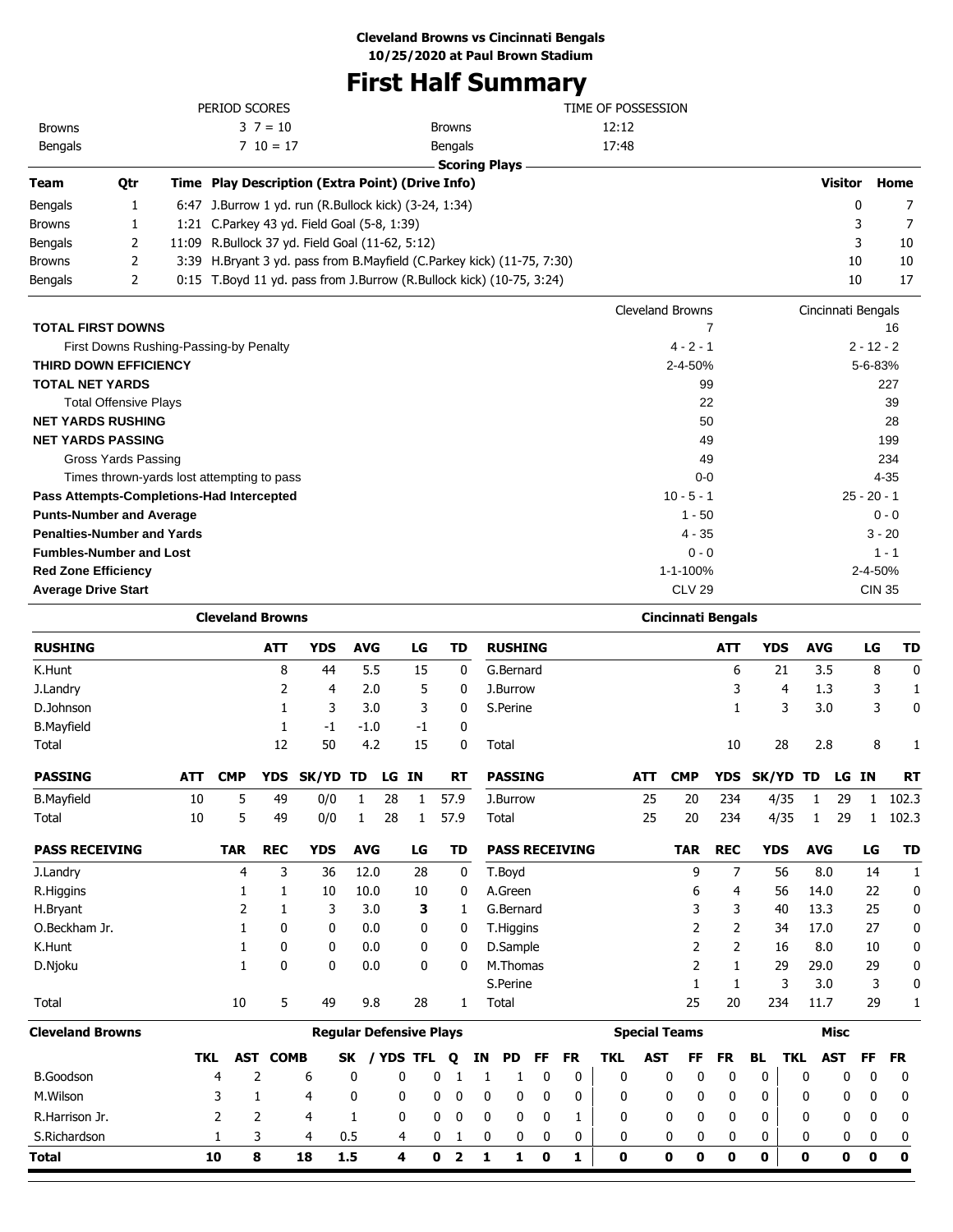**Cleveland Browns vs Cincinnati Bengals**
**10/25/2020 at Paul Brown Stadium**

# First Half Summary

| PERIOD SCORES | | |
|---|---|---|
| Browns | 3 7 = 10 | |
| Bengals | 7 10 = 17 | |

| TIME OF POSSESSION | |
|---|---|
| Browns | 12:12 |
| Bengals | 17:48 |

**Scoring Plays**

| Team | Qtr | Time | Play Description (Extra Point) (Drive Info) | Visitor | Home |
|---|---|---|---|---|---|
| Bengals | 1 | 6:47 | J.Burrow 1 yd. run (R.Bullock kick) (3-24, 1:34) | 0 | 7 |
| Browns | 1 | 1:21 | C.Parkey 43 yd. Field Goal (5-8, 1:39) | 3 | 7 |
| Bengals | 2 | 11:09 | R.Bullock 37 yd. Field Goal (11-62, 5:12) | 3 | 10 |
| Browns | 2 | 3:39 | H.Bryant 3 yd. pass from B.Mayfield (C.Parkey kick) (11-75, 7:30) | 10 | 10 |
| Bengals | 2 | 0:15 | T.Boyd 11 yd. pass from J.Burrow (R.Bullock kick) (10-75, 3:24) | 10 | 17 |

| | Cleveland Browns | Cincinnati Bengals |
|---|---|---|
| **TOTAL FIRST DOWNS** | 7 | 16 |
| First Downs Rushing-Passing-by Penalty | 4 - 2 - 1 | 2 - 12 - 2 |
| **THIRD DOWN EFFICIENCY** | 2-4-50% | 5-6-83% |
| **TOTAL NET YARDS** | 99 | 227 |
| Total Offensive Plays | 22 | 39 |
| **NET YARDS RUSHING** | 50 | 28 |
| **NET YARDS PASSING** | 49 | 199 |
| Gross Yards Passing | 49 | 234 |
| Times thrown-yards lost attempting to pass | 0-0 | 4-35 |
| **Pass Attempts-Completions-Had Intercepted** | 10 - 5 - 1 | 25 - 20 - 1 |
| **Punts-Number and Average** | 1 - 50 | 0 - 0 |
| **Penalties-Number and Yards** | 4 - 35 | 3 - 20 |
| **Fumbles-Number and Lost** | 0 - 0 | 1 - 1 |
| **Red Zone Efficiency** | 1-1-100% | 2-4-50% |
| **Average Drive Start** | CLV 29 | CIN 35 |

**Cleveland Browns**

| RUSHING | ATT | YDS | AVG | LG | TD |
|---|---|---|---|---|---|
| K.Hunt | 8 | 44 | 5.5 | 15 | 0 |
| J.Landry | 2 | 4 | 2.0 | 5 | 0 |
| D.Johnson | 1 | 3 | 3.0 | 3 | 0 |
| B.Mayfield | 1 | -1 | -1.0 | -1 | 0 |
| Total | 12 | 50 | 4.2 | 15 | 0 |

| PASSING | ATT | CMP | YDS | SK/YD | TD | LG | IN | RT |
|---|---|---|---|---|---|---|---|---|
| B.Mayfield | 10 | 5 | 49 | 0/0 | 1 | 28 | 1 | 57.9 |
| Total | 10 | 5 | 49 | 0/0 | 1 | 28 | 1 | 57.9 |

| PASS RECEIVING | TAR | REC | YDS | AVG | LG | TD |
|---|---|---|---|---|---|---|
| J.Landry | 4 | 3 | 36 | 12.0 | 28 | 0 |
| R.Higgins | 1 | 1 | 10 | 10.0 | 10 | 0 |
| H.Bryant | 2 | 1 | 3 | 3.0 | **3** | 1 |
| O.Beckham Jr. | 1 | 0 | 0 | 0.0 | 0 | 0 |
| K.Hunt | 1 | 0 | 0 | 0.0 | 0 | 0 |
| D.Njoku | 1 | 0 | 0 | 0.0 | 0 | 0 |
| Total | 10 | 5 | 49 | 9.8 | 28 | 1 |

**Cincinnati Bengals**

| RUSHING | ATT | YDS | AVG | LG | TD |
|---|---|---|---|---|---|
| G.Bernard | 6 | 21 | 3.5 | 8 | 0 |
| J.Burrow | 3 | 4 | 1.3 | 3 | 1 |
| S.Perine | 1 | 3 | 3.0 | 3 | 0 |
| Total | 10 | 28 | 2.8 | 8 | 1 |

| PASSING | ATT | CMP | YDS | SK/YD | TD | LG | IN | RT |
|---|---|---|---|---|---|---|---|---|
| J.Burrow | 25 | 20 | 234 | 4/35 | 1 | 29 | 1 | 102.3 |
| Total | 25 | 20 | 234 | 4/35 | 1 | 29 | 1 | 102.3 |

| PASS RECEIVING | TAR | REC | YDS | AVG | LG | TD |
|---|---|---|---|---|---|---|
| T.Boyd | 9 | 7 | 56 | 8.0 | 14 | 1 |
| A.Green | 6 | 4 | 56 | 14.0 | 22 | 0 |
| G.Bernard | 3 | 3 | 40 | 13.3 | 25 | 0 |
| T.Higgins | 2 | 2 | 34 | 17.0 | 27 | 0 |
| D.Sample | 2 | 2 | 16 | 8.0 | 10 | 0 |
| M.Thomas | 2 | 1 | 29 | 29.0 | 29 | 0 |
| S.Perine | 1 | 1 | 3 | 3.0 | 3 | 0 |
| Total | 25 | 20 | 234 | 11.7 | 29 | 1 |

**Cleveland Browns**

| | Regular Defensive Plays | | | | | | | | | | | Special Teams | | | | | Misc | | | |
|---|---|---|---|---|---|---|---|---|---|---|---|---|---|---|---|---|---|---|---|---|
| | TKL | AST | COMB | SK | / YDS | TFL | Q | IN | PD | FF | FR | TKL | AST | FF | FR | BL | TKL | AST | FF | FR |
| B.Goodson | 4 | 2 | 6 | 0 | 0 | 0 | 1 | 1 | 1 | 0 | 0 | 0 | 0 | 0 | 0 | 0 | 0 | 0 | 0 | 0 |
| M.Wilson | 3 | 1 | 4 | 0 | 0 | 0 | 0 | 0 | 0 | 0 | 0 | 0 | 0 | 0 | 0 | 0 | 0 | 0 | 0 | 0 |
| R.Harrison Jr. | 2 | 2 | 4 | 1 | 0 | 0 | 0 | 0 | 0 | 0 | 1 | 0 | 0 | 0 | 0 | 0 | 0 | 0 | 0 | 0 |
| S.Richardson | 1 | 3 | 4 | 0.5 | 4 | 0 | 1 | 0 | 0 | 0 | 0 | 0 | 0 | 0 | 0 | 0 | 0 | 0 | 0 | 0 |
| **Total** | **10** | **8** | **18** | **1.5** | **4** | **0** | **2** | **1** | **1** | **0** | **1** | **0** | **0** | **0** | **0** | **0** | **0** | **0** | **0** | **0** |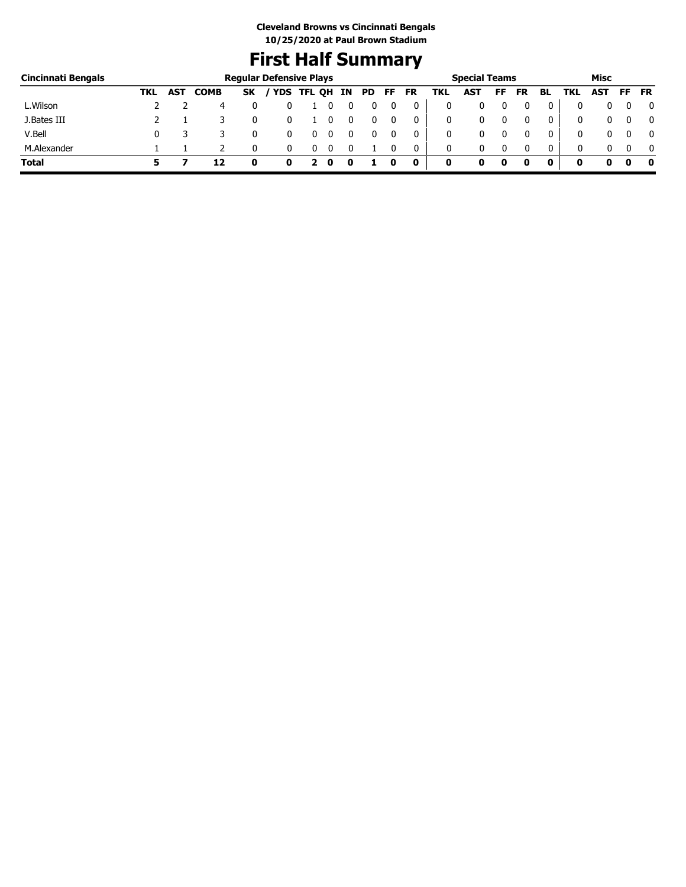**Cleveland Browns vs Cincinnati Bengals**
**10/25/2020 at Paul Brown Stadium**

# First Half Summary

| Cincinnati Bengals | Regular Defensive Plays | | | | | | | | | | | Special Teams | | | | | | Misc | | | |
|---|---|---|---|---|---|---|---|---|---|---|---|---|---|---|---|---|---|---|---|---|---|
| | TKL | AST | COMB | SK | / YDS | TFL | QH | IN | PD | FF | FR | TKL | AST | FF | FR | BL | TKL | AST | FF | FR |
| L.Wilson | 2 | 2 | 4 | 0 | 0 | 1 | 0 | 0 | 0 | 0 | 0 | 0 | 0 | 0 | 0 | 0 | 0 | 0 | 0 | 0 |
| J.Bates III | 2 | 1 | 3 | 0 | 0 | 1 | 0 | 0 | 0 | 0 | 0 | 0 | 0 | 0 | 0 | 0 | 0 | 0 | 0 | 0 |
| V.Bell | 0 | 3 | 3 | 0 | 0 | 0 | 0 | 0 | 0 | 0 | 0 | 0 | 0 | 0 | 0 | 0 | 0 | 0 | 0 | 0 |
| M.Alexander | 1 | 1 | 2 | 0 | 0 | 0 | 0 | 0 | 1 | 0 | 0 | 0 | 0 | 0 | 0 | 0 | 0 | 0 | 0 | 0 |
| **Total** | **5** | **7** | **12** | **0** | **0** | **2** | **0** | **0** | **1** | **0** | **0** | **0** | **0** | **0** | **0** | **0** | **0** | **0** | **0** | **0** |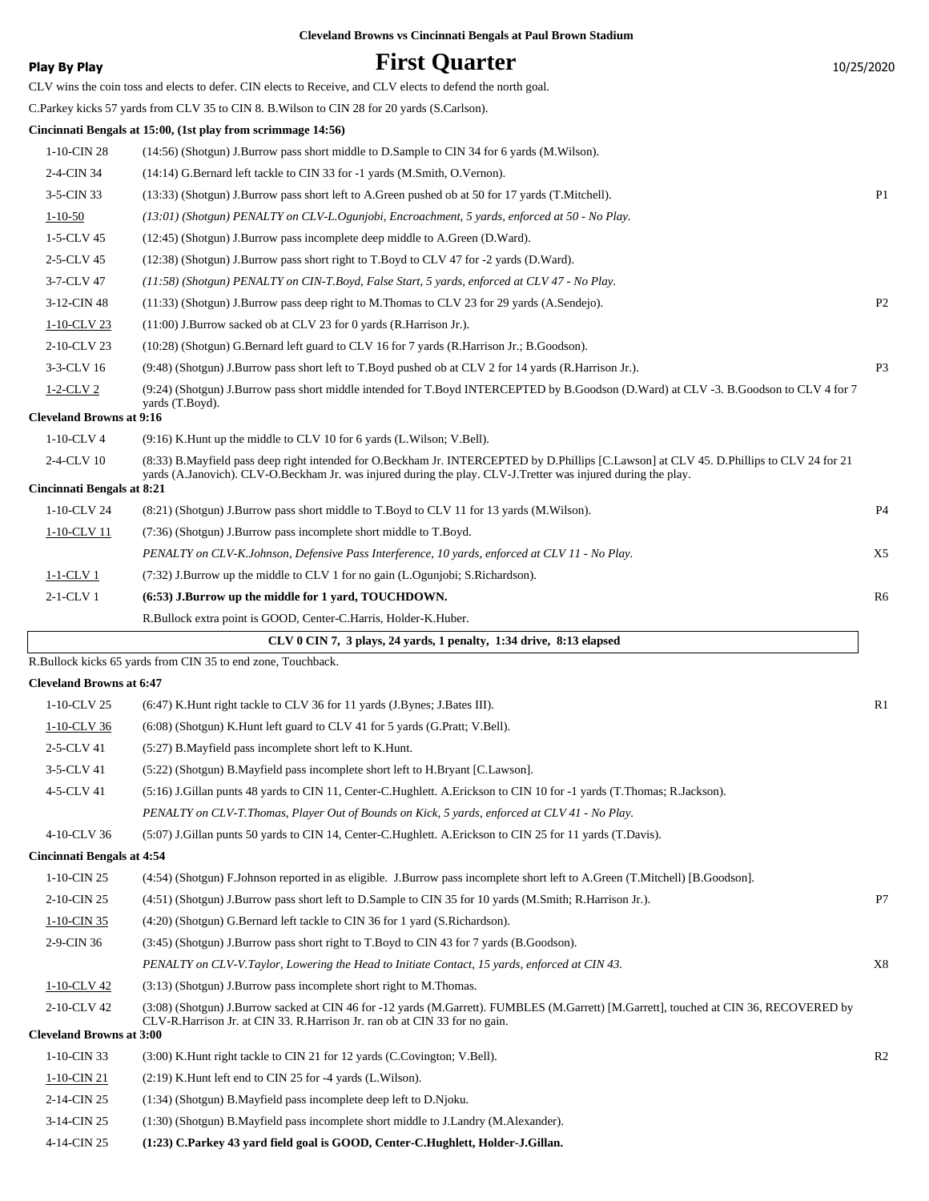**Cleveland Browns vs Cincinnati Bengals at Paul Brown Stadium**

**Play By Play**

# First Quarter

10/25/2020

CLV wins the coin toss and elects to defer. CIN elects to Receive, and CLV elects to defend the north goal.

C.Parkey kicks 57 yards from CLV 35 to CIN 8. B.Wilson to CIN 28 for 20 yards (S.Carlson).

**Cincinnati Bengals at 15:00, (1st play from scrimmage 14:56)**

| | | |
|---|---|---|
| 1-10-CIN 28 | (14:56) (Shotgun) J.Burrow pass short middle to D.Sample to CIN 34 for 6 yards (M.Wilson). | |
| 2-4-CIN 34 | (14:14) G.Bernard left tackle to CIN 33 for -1 yards (M.Smith, O.Vernon). | |
| 3-5-CIN 33 | (13:33) (Shotgun) J.Burrow pass short left to A.Green pushed ob at 50 for 17 yards (T.Mitchell). | P1 |
| 1-10-50 | *(13:01) (Shotgun) PENALTY on CLV-L.Ogunjobi, Encroachment, 5 yards, enforced at 50 - No Play.* | |
| 1-5-CLV 45 | (12:45) (Shotgun) J.Burrow pass incomplete deep middle to A.Green (D.Ward). | |
| 2-5-CLV 45 | (12:38) (Shotgun) J.Burrow pass short right to T.Boyd to CLV 47 for -2 yards (D.Ward). | |
| 3-7-CLV 47 | *(11:58) (Shotgun) PENALTY on CIN-T.Boyd, False Start, 5 yards, enforced at CLV 47 - No Play.* | |
| 3-12-CIN 48 | (11:33) (Shotgun) J.Burrow pass deep right to M.Thomas to CLV 23 for 29 yards (A.Sendejo). | P2 |
| 1-10-CLV 23 | (11:00) J.Burrow sacked ob at CLV 23 for 0 yards (R.Harrison Jr.). | |
| 2-10-CLV 23 | (10:28) (Shotgun) G.Bernard left guard to CLV 16 for 7 yards (R.Harrison Jr.; B.Goodson). | |
| 3-3-CLV 16 | (9:48) (Shotgun) J.Burrow pass short left to T.Boyd pushed ob at CLV 2 for 14 yards (R.Harrison Jr.). | P3 |
| 1-2-CLV 2 | (9:24) (Shotgun) J.Burrow pass short middle intended for T.Boyd INTERCEPTED by B.Goodson (D.Ward) at CLV -3. B.Goodson to CLV 4 for 7 yards (T.Boyd). | |

**Cleveland Browns at 9:16**

| | | |
|---|---|---|
| 1-10-CLV 4 | (9:16) K.Hunt up the middle to CLV 10 for 6 yards (L.Wilson; V.Bell). | |
| 2-4-CLV 10 | (8:33) B.Mayfield pass deep right intended for O.Beckham Jr. INTERCEPTED by D.Phillips [C.Lawson] at CLV 45. D.Phillips to CLV 24 for 21 yards (A.Janovich). CLV-O.Beckham Jr. was injured during the play. CLV-J.Tretter was injured during the play. | |

**Cincinnati Bengals at 8:21**

| | | |
|---|---|---|
| 1-10-CLV 24 | (8:21) (Shotgun) J.Burrow pass short middle to T.Boyd to CLV 11 for 13 yards (M.Wilson). | P4 |
| 1-10-CLV 11 | (7:36) (Shotgun) J.Burrow pass incomplete short middle to T.Boyd. | |
| | *PENALTY on CLV-K.Johnson, Defensive Pass Interference, 10 yards, enforced at CLV 11 - No Play.* | X5 |
| 1-1-CLV 1 | (7:32) J.Burrow up the middle to CLV 1 for no gain (L.Ogunjobi; S.Richardson). | |
| 2-1-CLV 1 | **(6:53) J.Burrow up the middle for 1 yard, TOUCHDOWN.** | R6 |
| | R.Bullock extra point is GOOD, Center-C.Harris, Holder-K.Huber. | |

**CLV 0 CIN 7, 3 plays, 24 yards, 1 penalty, 1:34 drive, 8:13 elapsed**

R.Bullock kicks 65 yards from CIN 35 to end zone, Touchback.

**Cleveland Browns at 6:47**

| | | |
|---|---|---|
| 1-10-CLV 25 | (6:47) K.Hunt right tackle to CLV 36 for 11 yards (J.Bynes; J.Bates III). | R1 |
| 1-10-CLV 36 | (6:08) (Shotgun) K.Hunt left guard to CLV 41 for 5 yards (G.Pratt; V.Bell). | |
| 2-5-CLV 41 | (5:27) B.Mayfield pass incomplete short left to K.Hunt. | |
| 3-5-CLV 41 | (5:22) (Shotgun) B.Mayfield pass incomplete short left to H.Bryant [C.Lawson]. | |
| 4-5-CLV 41 | (5:16) J.Gillan punts 48 yards to CIN 11, Center-C.Hughlett. A.Erickson to CIN 10 for -1 yards (T.Thomas; R.Jackson). | |
| | *PENALTY on CLV-T.Thomas, Player Out of Bounds on Kick, 5 yards, enforced at CLV 41 - No Play.* | |
| 4-10-CLV 36 | (5:07) J.Gillan punts 50 yards to CIN 14, Center-C.Hughlett. A.Erickson to CIN 25 for 11 yards (T.Davis). | |

**Cincinnati Bengals at 4:54**

| | | |
|---|---|---|
| 1-10-CIN 25 | (4:54) (Shotgun) F.Johnson reported in as eligible. J.Burrow pass incomplete short left to A.Green (T.Mitchell) [B.Goodson]. | |
| 2-10-CIN 25 | (4:51) (Shotgun) J.Burrow pass short left to D.Sample to CIN 35 for 10 yards (M.Smith; R.Harrison Jr.). | P7 |
| 1-10-CIN 35 | (4:20) (Shotgun) G.Bernard left tackle to CIN 36 for 1 yard (S.Richardson). | |
| 2-9-CIN 36 | (3:45) (Shotgun) J.Burrow pass short right to T.Boyd to CIN 43 for 7 yards (B.Goodson). | |
| | *PENALTY on CLV-V.Taylor, Lowering the Head to Initiate Contact, 15 yards, enforced at CIN 43.* | X8 |
| 1-10-CLV 42 | (3:13) (Shotgun) J.Burrow pass incomplete short right to M.Thomas. | |
| 2-10-CLV 42 | (3:08) (Shotgun) J.Burrow sacked at CIN 46 for -12 yards (M.Garrett). FUMBLES (M.Garrett) [M.Garrett], touched at CIN 36, RECOVERED by CLV-R.Harrison Jr. at CIN 33. R.Harrison Jr. ran ob at CIN 33 for no gain. | |

**Cleveland Browns at 3:00**

| | | |
|---|---|---|
| 1-10-CIN 33 | (3:00) K.Hunt right tackle to CIN 21 for 12 yards (C.Covington; V.Bell). | R2 |
| 1-10-CIN 21 | (2:19) K.Hunt left end to CIN 25 for -4 yards (L.Wilson). | |
| 2-14-CIN 25 | (1:34) (Shotgun) B.Mayfield pass incomplete deep left to D.Njoku. | |
| 3-14-CIN 25 | (1:30) (Shotgun) B.Mayfield pass incomplete short middle to J.Landry (M.Alexander). | |
| 4-14-CIN 25 | **(1:23) C.Parkey 43 yard field goal is GOOD, Center-C.Hughlett, Holder-J.Gillan.** | |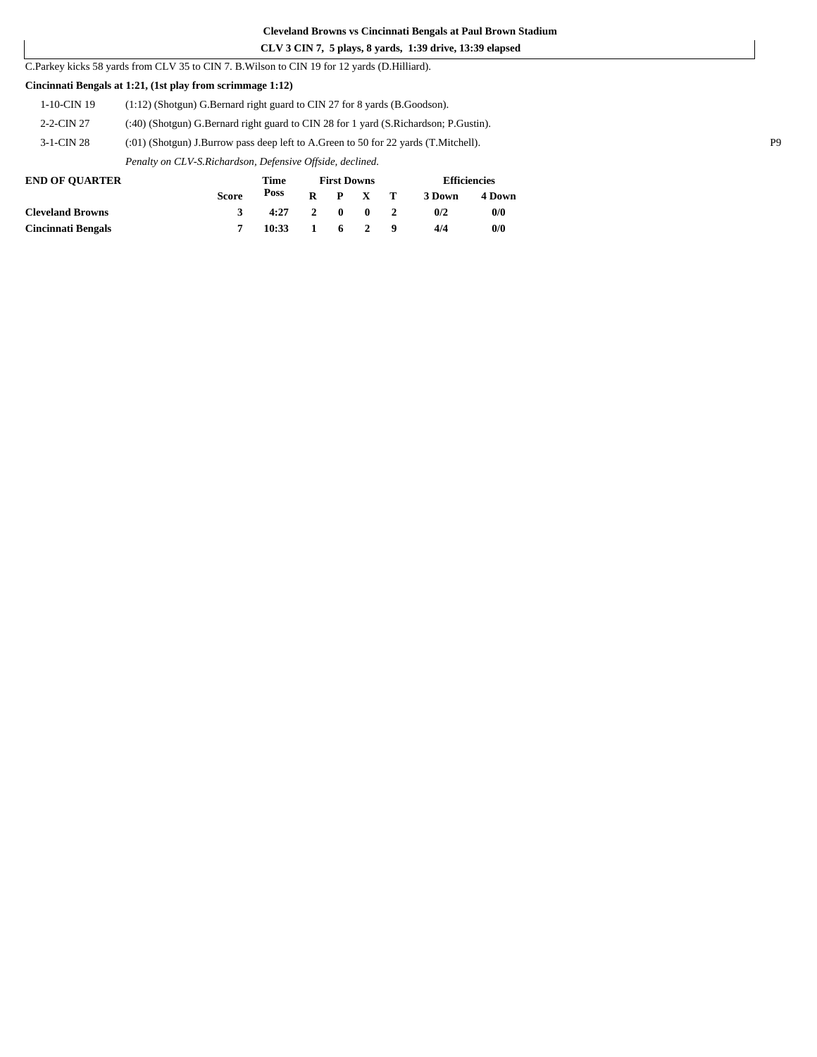**Cleveland Browns vs Cincinnati Bengals at Paul Brown Stadium**

**CLV 3 CIN 7, 5 plays, 8 yards, 1:39 drive, 13:39 elapsed**

C.Parkey kicks 58 yards from CLV 35 to CIN 7. B.Wilson to CIN 19 for 12 yards (D.Hilliard).

**Cincinnati Bengals at 1:21, (1st play from scrimmage 1:12)**

| | |
|---|---|
| 1-10-CIN 19 | (1:12) (Shotgun) G.Bernard right guard to CIN 27 for 8 yards (B.Goodson). |
| 2-2-CIN 27 | (:40) (Shotgun) G.Bernard right guard to CIN 28 for 1 yard (S.Richardson; P.Gustin). |
| 3-1-CIN 28 | (:01) (Shotgun) J.Burrow pass deep left to A.Green to 50 for 22 yards (T.Mitchell). |
| | *Penalty on CLV-S.Richardson, Defensive Offside, declined.* |

P9

| END OF QUARTER | Score | Time Poss | First Downs R | P | X | T | Efficiencies 3 Down | 4 Down |
|---|---|---|---|---|---|---|---|---|
| **Cleveland Browns** | 3 | 4:27 | 2 | 0 | 0 | 2 | 0/2 | 0/0 |
| **Cincinnati Bengals** | 7 | 10:33 | 1 | 6 | 2 | 9 | 4/4 | 0/0 |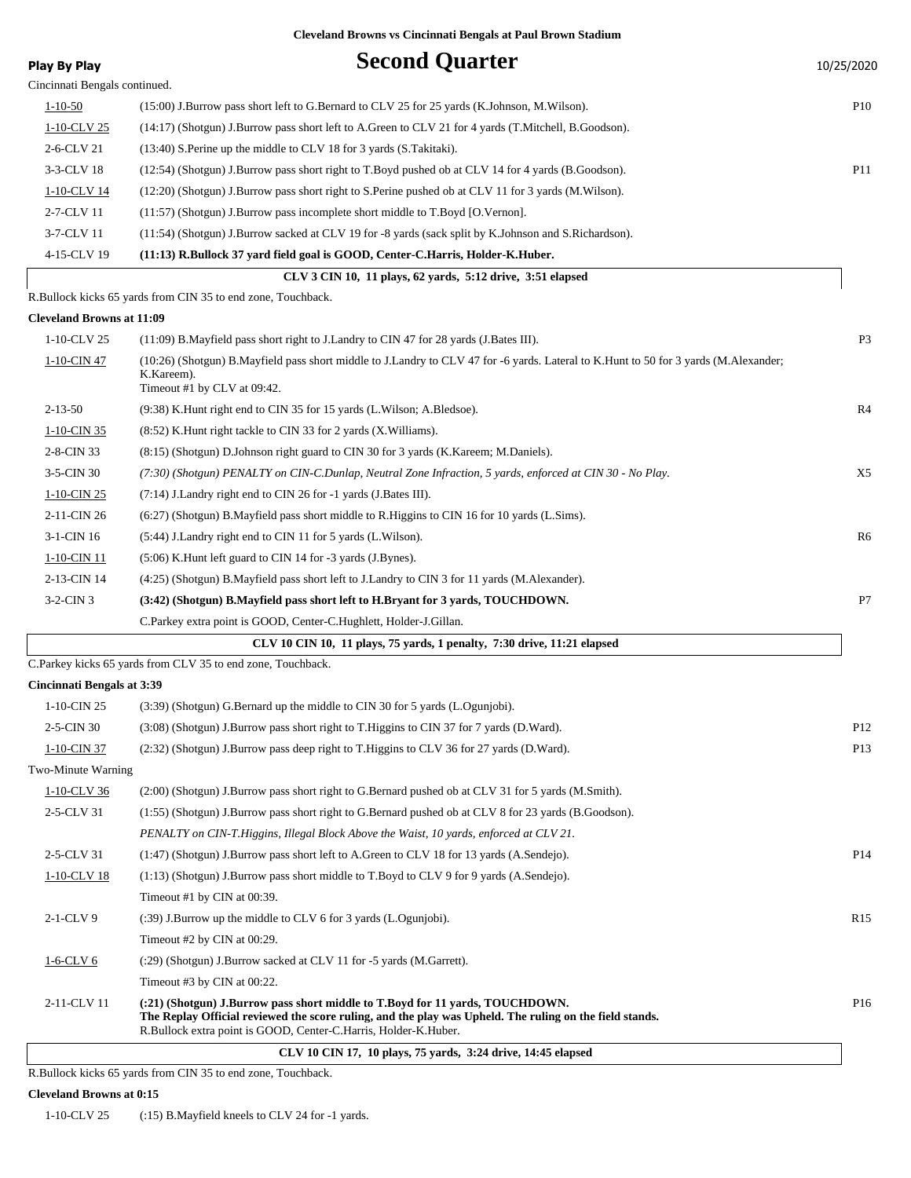**Cleveland Browns vs Cincinnati Bengals at Paul Brown Stadium**

# Second Quarter

**Play By Play** 10/25/2020

Cincinnati Bengals continued.

| Down | Play | |
|---|---|---|
| 1-10-50 | (15:00) J.Burrow pass short left to G.Bernard to CLV 25 for 25 yards (K.Johnson, M.Wilson). | P10 |
| 1-10-CLV 25 | (14:17) (Shotgun) J.Burrow pass short left to A.Green to CLV 21 for 4 yards (T.Mitchell, B.Goodson). | |
| 2-6-CLV 21 | (13:40) S.Perine up the middle to CLV 18 for 3 yards (S.Takitaki). | |
| 3-3-CLV 18 | (12:54) (Shotgun) J.Burrow pass short right to T.Boyd pushed ob at CLV 14 for 4 yards (B.Goodson). | P11 |
| 1-10-CLV 14 | (12:20) (Shotgun) J.Burrow pass short right to S.Perine pushed ob at CLV 11 for 3 yards (M.Wilson). | |
| 2-7-CLV 11 | (11:57) (Shotgun) J.Burrow pass incomplete short middle to T.Boyd [O.Vernon]. | |
| 3-7-CLV 11 | (11:54) (Shotgun) J.Burrow sacked at CLV 19 for -8 yards (sack split by K.Johnson and S.Richardson). | |
| 4-15-CLV 19 | **(11:13) R.Bullock 37 yard field goal is GOOD, Center-C.Harris, Holder-K.Huber.** | |

**CLV 3 CIN 10, 11 plays, 62 yards, 5:12 drive, 3:51 elapsed**

R.Bullock kicks 65 yards from CIN 35 to end zone, Touchback.

**Cleveland Browns at 11:09**

| Down | Play | |
|---|---|---|
| 1-10-CLV 25 | (11:09) B.Mayfield pass short right to J.Landry to CIN 47 for 28 yards (J.Bates III). | P3 |
| 1-10-CIN 47 | (10:26) (Shotgun) B.Mayfield pass short middle to J.Landry to CLV 47 for -6 yards. Lateral to K.Hunt to 50 for 3 yards (M.Alexander; K.Kareem). Timeout #1 by CLV at 09:42. | |
| 2-13-50 | (9:38) K.Hunt right end to CIN 35 for 15 yards (L.Wilson; A.Bledsoe). | R4 |
| 1-10-CIN 35 | (8:52) K.Hunt right tackle to CIN 33 for 2 yards (X.Williams). | |
| 2-8-CIN 33 | (8:15) (Shotgun) D.Johnson right guard to CIN 30 for 3 yards (K.Kareem; M.Daniels). | |
| 3-5-CIN 30 | *(7:30) (Shotgun) PENALTY on CIN-C.Dunlap, Neutral Zone Infraction, 5 yards, enforced at CIN 30 - No Play.* | X5 |
| 1-10-CIN 25 | (7:14) J.Landry right end to CIN 26 for -1 yards (J.Bates III). | |
| 2-11-CIN 26 | (6:27) (Shotgun) B.Mayfield pass short middle to R.Higgins to CIN 16 for 10 yards (L.Sims). | |
| 3-1-CIN 16 | (5:44) J.Landry right end to CIN 11 for 5 yards (L.Wilson). | R6 |
| 1-10-CIN 11 | (5:06) K.Hunt left guard to CIN 14 for -3 yards (J.Bynes). | |
| 2-13-CIN 14 | (4:25) (Shotgun) B.Mayfield pass short left to J.Landry to CIN 3 for 11 yards (M.Alexander). | |
| 3-2-CIN 3 | **(3:42) (Shotgun) B.Mayfield pass short left to H.Bryant for 3 yards, TOUCHDOWN.** | P7 |
| | C.Parkey extra point is GOOD, Center-C.Hughlett, Holder-J.Gillan. | |

**CLV 10 CIN 10, 11 plays, 75 yards, 1 penalty, 7:30 drive, 11:21 elapsed**

C.Parkey kicks 65 yards from CLV 35 to end zone, Touchback.

**Cincinnati Bengals at 3:39**

| Down | Play | |
|---|---|---|
| 1-10-CIN 25 | (3:39) (Shotgun) G.Bernard up the middle to CIN 30 for 5 yards (L.Ogunjobi). | |
| 2-5-CIN 30 | (3:08) (Shotgun) J.Burrow pass short right to T.Higgins to CIN 37 for 7 yards (D.Ward). | P12 |
| 1-10-CIN 37 | (2:32) (Shotgun) J.Burrow pass deep right to T.Higgins to CLV 36 for 27 yards (D.Ward). | P13 |
| Two-Minute Warning | | |
| 1-10-CLV 36 | (2:00) (Shotgun) J.Burrow pass short right to G.Bernard pushed ob at CLV 31 for 5 yards (M.Smith). | |
| 2-5-CLV 31 | (1:55) (Shotgun) J.Burrow pass short right to G.Bernard pushed ob at CLV 8 for 23 yards (B.Goodson). *PENALTY on CIN-T.Higgins, Illegal Block Above the Waist, 10 yards, enforced at CLV 21.* | |
| 2-5-CLV 31 | (1:47) (Shotgun) J.Burrow pass short left to A.Green to CLV 18 for 13 yards (A.Sendejo). | P14 |
| 1-10-CLV 18 | (1:13) (Shotgun) J.Burrow pass short middle to T.Boyd to CLV 9 for 9 yards (A.Sendejo). Timeout #1 by CIN at 00:39. | |
| 2-1-CLV 9 | (:39) J.Burrow up the middle to CLV 6 for 3 yards (L.Ogunjobi). Timeout #2 by CIN at 00:29. | R15 |
| 1-6-CLV 6 | (:29) (Shotgun) J.Burrow sacked at CLV 11 for -5 yards (M.Garrett). Timeout #3 by CIN at 00:22. | |
| 2-11-CLV 11 | **(:21) (Shotgun) J.Burrow pass short middle to T.Boyd for 11 yards, TOUCHDOWN. The Replay Official reviewed the score ruling, and the play was Upheld. The ruling on the field stands.** R.Bullock extra point is GOOD, Center-C.Harris, Holder-K.Huber. | P16 |

**CLV 10 CIN 17, 10 plays, 75 yards, 3:24 drive, 14:45 elapsed**

R.Bullock kicks 65 yards from CIN 35 to end zone, Touchback.

**Cleveland Browns at 0:15**

| Down | Play | |
|---|---|---|
| 1-10-CLV 25 | (:15) B.Mayfield kneels to CLV 24 for -1 yards. | |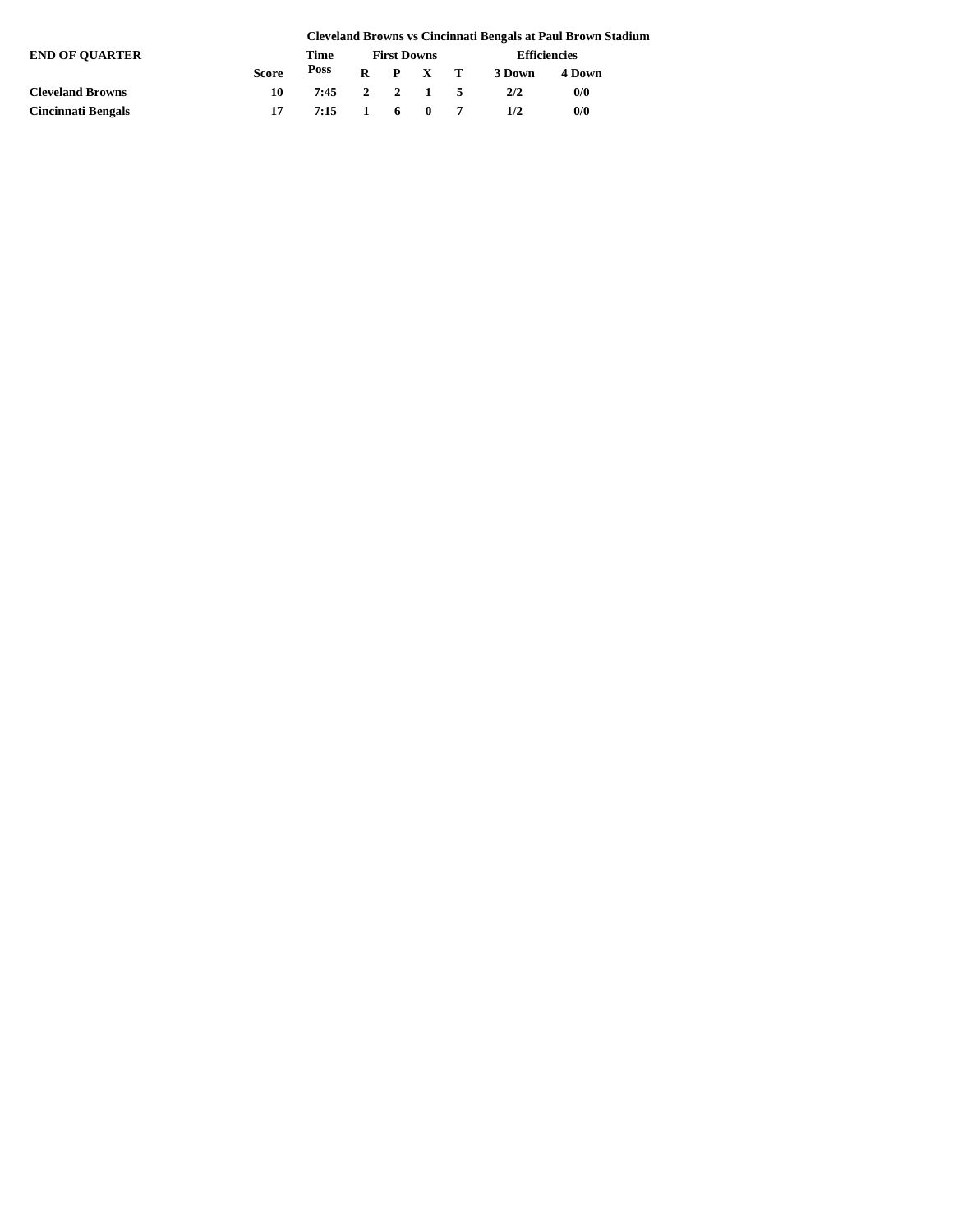**Cleveland Browns vs Cincinnati Bengals at Paul Brown Stadium**

**END OF QUARTER**

| | Score | Time Poss | First Downs R | P | X | T | Efficiencies 3 Down | 4 Down |
|---|---|---|---|---|---|---|---|---|
| **Cleveland Browns** | 10 | 7:45 | 2 | 2 | 1 | 5 | 2/2 | 0/0 |
| **Cincinnati Bengals** | 17 | 7:15 | 1 | 6 | 0 | 7 | 1/2 | 0/0 |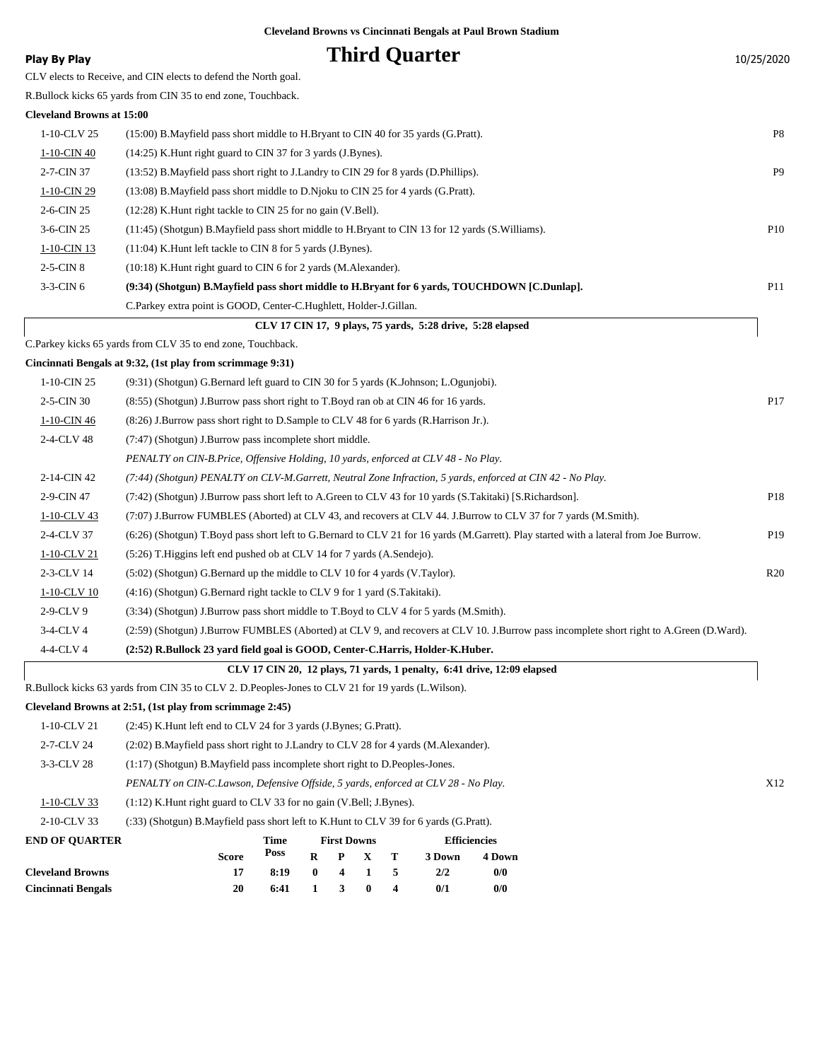**Cleveland Browns vs Cincinnati Bengals at Paul Brown Stadium**

**Play By Play**

# Third Quarter

10/25/2020

CLV elects to Receive, and CIN elects to defend the North goal.

R.Bullock kicks 65 yards from CIN 35 to end zone, Touchback.

**Cleveland Browns at 15:00**

| | | |
|---|---|---|
| 1-10-CLV 25 | (15:00) B.Mayfield pass short middle to H.Bryant to CIN 40 for 35 yards (G.Pratt). | P8 |
| 1-10-CIN 40 | (14:25) K.Hunt right guard to CIN 37 for 3 yards (J.Bynes). | |
| 2-7-CIN 37 | (13:52) B.Mayfield pass short right to J.Landry to CIN 29 for 8 yards (D.Phillips). | P9 |
| 1-10-CIN 29 | (13:08) B.Mayfield pass short middle to D.Njoku to CIN 25 for 4 yards (G.Pratt). | |
| 2-6-CIN 25 | (12:28) K.Hunt right tackle to CIN 25 for no gain (V.Bell). | |
| 3-6-CIN 25 | (11:45) (Shotgun) B.Mayfield pass short middle to H.Bryant to CIN 13 for 12 yards (S.Williams). | P10 |
| 1-10-CIN 13 | (11:04) K.Hunt left tackle to CIN 8 for 5 yards (J.Bynes). | |
| 2-5-CIN 8 | (10:18) K.Hunt right guard to CIN 6 for 2 yards (M.Alexander). | |
| 3-3-CIN 6 | **(9:34) (Shotgun) B.Mayfield pass short middle to H.Bryant for 6 yards, TOUCHDOWN [C.Dunlap].** | P11 |
| | C.Parkey extra point is GOOD, Center-C.Hughlett, Holder-J.Gillan. | |

**CLV 17 CIN 17, 9 plays, 75 yards, 5:28 drive, 5:28 elapsed**

C.Parkey kicks 65 yards from CLV 35 to end zone, Touchback.

**Cincinnati Bengals at 9:32, (1st play from scrimmage 9:31)**

| | | |
|---|---|---|
| 1-10-CIN 25 | (9:31) (Shotgun) G.Bernard left guard to CIN 30 for 5 yards (K.Johnson; L.Ogunjobi). | |
| 2-5-CIN 30 | (8:55) (Shotgun) J.Burrow pass short right to T.Boyd ran ob at CIN 46 for 16 yards. | P17 |
| 1-10-CIN 46 | (8:26) J.Burrow pass short right to D.Sample to CLV 48 for 6 yards (R.Harrison Jr.). | |
| 2-4-CLV 48 | (7:47) (Shotgun) J.Burrow pass incomplete short middle. | |
| | *PENALTY on CIN-B.Price, Offensive Holding, 10 yards, enforced at CLV 48 - No Play.* | |
| 2-14-CIN 42 | *(7:44) (Shotgun) PENALTY on CLV-M.Garrett, Neutral Zone Infraction, 5 yards, enforced at CIN 42 - No Play.* | |
| 2-9-CIN 47 | (7:42) (Shotgun) J.Burrow pass short left to A.Green to CLV 43 for 10 yards (S.Takitaki) [S.Richardson]. | P18 |
| 1-10-CLV 43 | (7:07) J.Burrow FUMBLES (Aborted) at CLV 43, and recovers at CLV 44. J.Burrow to CLV 37 for 7 yards (M.Smith). | |
| 2-4-CLV 37 | (6:26) (Shotgun) T.Boyd pass short left to G.Bernard to CLV 21 for 16 yards (M.Garrett). Play started with a lateral from Joe Burrow. | P19 |
| 1-10-CLV 21 | (5:26) T.Higgins left end pushed ob at CLV 14 for 7 yards (A.Sendejo). | |
| 2-3-CLV 14 | (5:02) (Shotgun) G.Bernard up the middle to CLV 10 for 4 yards (V.Taylor). | R20 |
| 1-10-CLV 10 | (4:16) (Shotgun) G.Bernard right tackle to CLV 9 for 1 yard (S.Takitaki). | |
| 2-9-CLV 9 | (3:34) (Shotgun) J.Burrow pass short middle to T.Boyd to CLV 4 for 5 yards (M.Smith). | |
| 3-4-CLV 4 | (2:59) (Shotgun) J.Burrow FUMBLES (Aborted) at CLV 9, and recovers at CLV 10. J.Burrow pass incomplete short right to A.Green (D.Ward). | |
| 4-4-CLV 4 | **(2:52) R.Bullock 23 yard field goal is GOOD, Center-C.Harris, Holder-K.Huber.** | |

**CLV 17 CIN 20, 12 plays, 71 yards, 1 penalty, 6:41 drive, 12:09 elapsed**

R.Bullock kicks 63 yards from CIN 35 to CLV 2. D.Peoples-Jones to CLV 21 for 19 yards (L.Wilson).

**Cleveland Browns at 2:51, (1st play from scrimmage 2:45)**

| | | |
|---|---|---|
| 1-10-CLV 21 | (2:45) K.Hunt left end to CLV 24 for 3 yards (J.Bynes; G.Pratt). | |
| 2-7-CLV 24 | (2:02) B.Mayfield pass short right to J.Landry to CLV 28 for 4 yards (M.Alexander). | |
| 3-3-CLV 28 | (1:17) (Shotgun) B.Mayfield pass incomplete short right to D.Peoples-Jones. | |
| | *PENALTY on CIN-C.Lawson, Defensive Offside, 5 yards, enforced at CLV 28 - No Play.* | X12 |
| 1-10-CLV 33 | (1:12) K.Hunt right guard to CLV 33 for no gain (V.Bell; J.Bynes). | |
| 2-10-CLV 33 | (:33) (Shotgun) B.Mayfield pass short left to K.Hunt to CLV 39 for 6 yards (G.Pratt). | |

| END OF QUARTER | Score | Time Poss | First Downs R | P | X | T | Efficiencies 3 Down | 4 Down |
|---|---|---|---|---|---|---|---|---|
| **Cleveland Browns** | 17 | 8:19 | 0 | 4 | 1 | 5 | 2/2 | 0/0 |
| **Cincinnati Bengals** | 20 | 6:41 | 1 | 3 | 0 | 4 | 0/1 | 0/0 |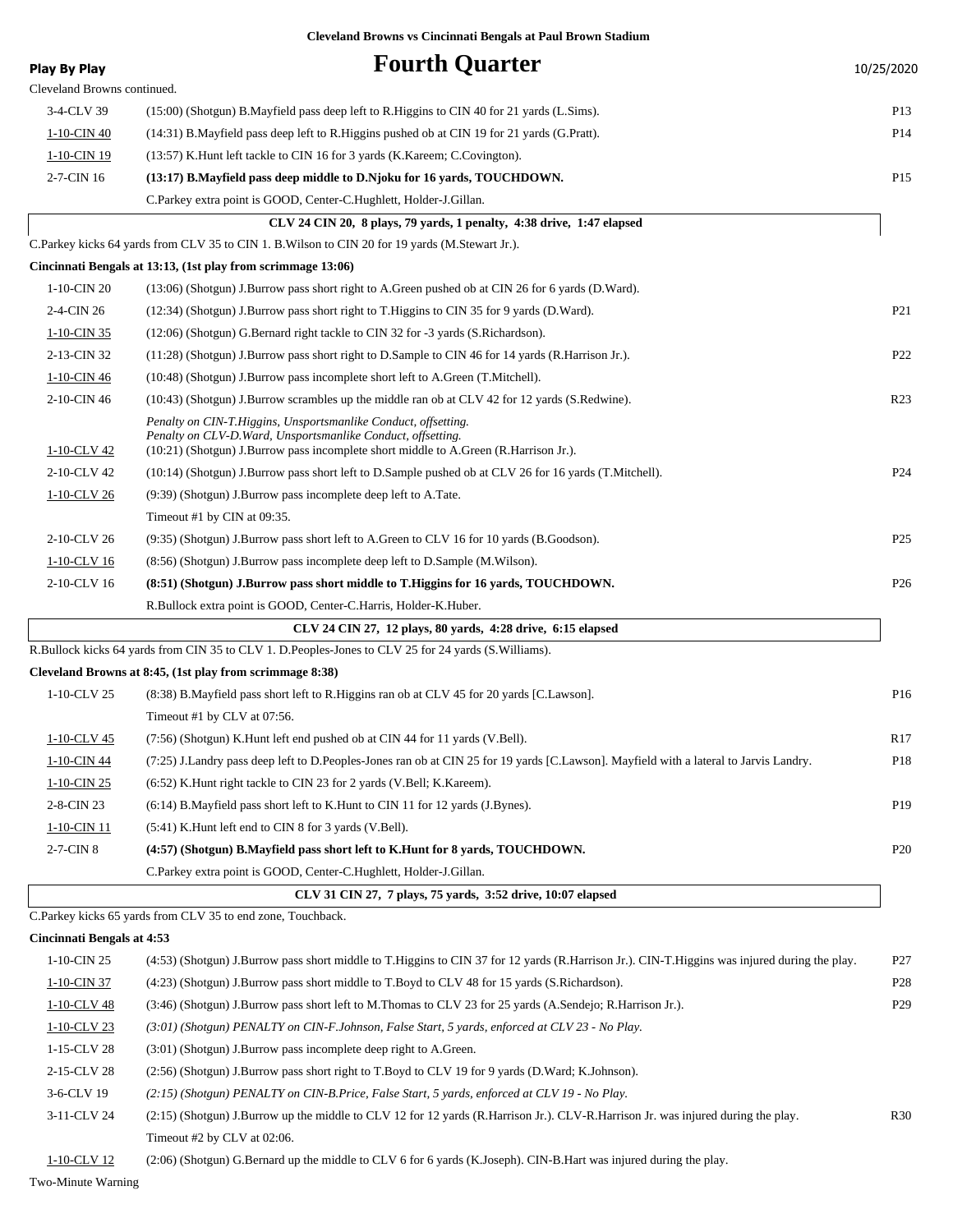**Cleveland Browns vs Cincinnati Bengals at Paul Brown Stadium**

**Play By Play**

# Fourth Quarter

10/25/2020

Cleveland Browns continued.

| Down | Play | |
|---|---|---|
| 3-4-CLV 39 | (15:00) (Shotgun) B.Mayfield pass deep left to R.Higgins to CIN 40 for 21 yards (L.Sims). | P13 |
| 1-10-CIN 40 | (14:31) B.Mayfield pass deep left to R.Higgins pushed ob at CIN 19 for 21 yards (G.Pratt). | P14 |
| 1-10-CIN 19 | (13:57) K.Hunt left tackle to CIN 16 for 3 yards (K.Kareem; C.Covington). | |
| 2-7-CIN 16 | **(13:17) B.Mayfield pass deep middle to D.Njoku for 16 yards, TOUCHDOWN.** | P15 |
| | C.Parkey extra point is GOOD, Center-C.Hughlett, Holder-J.Gillan. | |

**CLV 24 CIN 20, 8 plays, 79 yards, 1 penalty, 4:38 drive, 1:47 elapsed**

C.Parkey kicks 64 yards from CLV 35 to CIN 1. B.Wilson to CIN 20 for 19 yards (M.Stewart Jr.).

**Cincinnati Bengals at 13:13, (1st play from scrimmage 13:06)**

| Down | Play | |
|---|---|---|
| 1-10-CIN 20 | (13:06) (Shotgun) J.Burrow pass short right to A.Green pushed ob at CIN 26 for 6 yards (D.Ward). | |
| 2-4-CIN 26 | (12:34) (Shotgun) J.Burrow pass short right to T.Higgins to CIN 35 for 9 yards (D.Ward). | P21 |
| 1-10-CIN 35 | (12:06) (Shotgun) G.Bernard right tackle to CIN 32 for -3 yards (S.Richardson). | |
| 2-13-CIN 32 | (11:28) (Shotgun) J.Burrow pass short right to D.Sample to CIN 46 for 14 yards (R.Harrison Jr.). | P22 |
| 1-10-CIN 46 | (10:48) (Shotgun) J.Burrow pass incomplete short left to A.Green (T.Mitchell). | |
| 2-10-CIN 46 | (10:43) (Shotgun) J.Burrow scrambles up the middle ran ob at CLV 42 for 12 yards (S.Redwine). | R23 |
| | *Penalty on CIN-T.Higgins, Unsportsmanlike Conduct, offsetting.* *Penalty on CLV-D.Ward, Unsportsmanlike Conduct, offsetting.* | |
| 1-10-CLV 42 | (10:21) (Shotgun) J.Burrow pass incomplete short middle to A.Green (R.Harrison Jr.). | |
| 2-10-CLV 42 | (10:14) (Shotgun) J.Burrow pass short left to D.Sample pushed ob at CLV 26 for 16 yards (T.Mitchell). | P24 |
| 1-10-CLV 26 | (9:39) (Shotgun) J.Burrow pass incomplete deep left to A.Tate. | |
| | Timeout #1 by CIN at 09:35. | |
| 2-10-CLV 26 | (9:35) (Shotgun) J.Burrow pass short left to A.Green to CLV 16 for 10 yards (B.Goodson). | P25 |
| 1-10-CLV 16 | (8:56) (Shotgun) J.Burrow pass incomplete deep left to D.Sample (M.Wilson). | |
| 2-10-CLV 16 | **(8:51) (Shotgun) J.Burrow pass short middle to T.Higgins for 16 yards, TOUCHDOWN.** | P26 |
| | R.Bullock extra point is GOOD, Center-C.Harris, Holder-K.Huber. | |

**CLV 24 CIN 27, 12 plays, 80 yards, 4:28 drive, 6:15 elapsed**

R.Bullock kicks 64 yards from CIN 35 to CLV 1. D.Peoples-Jones to CLV 25 for 24 yards (S.Williams).

**Cleveland Browns at 8:45, (1st play from scrimmage 8:38)**

| Down | Play | |
|---|---|---|
| 1-10-CLV 25 | (8:38) B.Mayfield pass short left to R.Higgins ran ob at CLV 45 for 20 yards [C.Lawson]. | P16 |
| | Timeout #1 by CLV at 07:56. | |
| 1-10-CLV 45 | (7:56) (Shotgun) K.Hunt left end pushed ob at CIN 44 for 11 yards (V.Bell). | R17 |
| 1-10-CIN 44 | (7:25) J.Landry pass deep left to D.Peoples-Jones ran ob at CIN 25 for 19 yards [C.Lawson]. Mayfield with a lateral to Jarvis Landry. | P18 |
| 1-10-CIN 25 | (6:52) K.Hunt right tackle to CIN 23 for 2 yards (V.Bell; K.Kareem). | |
| 2-8-CIN 23 | (6:14) B.Mayfield pass short left to K.Hunt to CIN 11 for 12 yards (J.Bynes). | P19 |
| 1-10-CIN 11 | (5:41) K.Hunt left end to CIN 8 for 3 yards (V.Bell). | |
| 2-7-CIN 8 | **(4:57) (Shotgun) B.Mayfield pass short left to K.Hunt for 8 yards, TOUCHDOWN.** | P20 |
| | C.Parkey extra point is GOOD, Center-C.Hughlett, Holder-J.Gillan. | |

**CLV 31 CIN 27, 7 plays, 75 yards, 3:52 drive, 10:07 elapsed**

C.Parkey kicks 65 yards from CLV 35 to end zone, Touchback.

**Cincinnati Bengals at 4:53**

| Down | Play | |
|---|---|---|
| 1-10-CIN 25 | (4:53) (Shotgun) J.Burrow pass short middle to T.Higgins to CIN 37 for 12 yards (R.Harrison Jr.). CIN-T.Higgins was injured during the play. | P27 |
| 1-10-CIN 37 | (4:23) (Shotgun) J.Burrow pass short middle to T.Boyd to CLV 48 for 15 yards (S.Richardson). | P28 |
| 1-10-CLV 48 | (3:46) (Shotgun) J.Burrow pass short left to M.Thomas to CLV 23 for 25 yards (A.Sendejo; R.Harrison Jr.). | P29 |
| 1-10-CLV 23 | *(3:01) (Shotgun) PENALTY on CIN-F.Johnson, False Start, 5 yards, enforced at CLV 23 - No Play.* | |
| 1-15-CLV 28 | (3:01) (Shotgun) J.Burrow pass incomplete deep right to A.Green. | |
| 2-15-CLV 28 | (2:56) (Shotgun) J.Burrow pass short right to T.Boyd to CLV 19 for 9 yards (D.Ward; K.Johnson). | |
| 3-6-CLV 19 | *(2:15) (Shotgun) PENALTY on CIN-B.Price, False Start, 5 yards, enforced at CLV 19 - No Play.* | |
| 3-11-CLV 24 | (2:15) (Shotgun) J.Burrow up the middle to CLV 12 for 12 yards (R.Harrison Jr.). CLV-R.Harrison Jr. was injured during the play. | R30 |
| | Timeout #2 by CLV at 02:06. | |
| 1-10-CLV 12 | (2:06) (Shotgun) G.Bernard up the middle to CLV 6 for 6 yards (K.Joseph). CIN-B.Hart was injured during the play. | |

Two-Minute Warning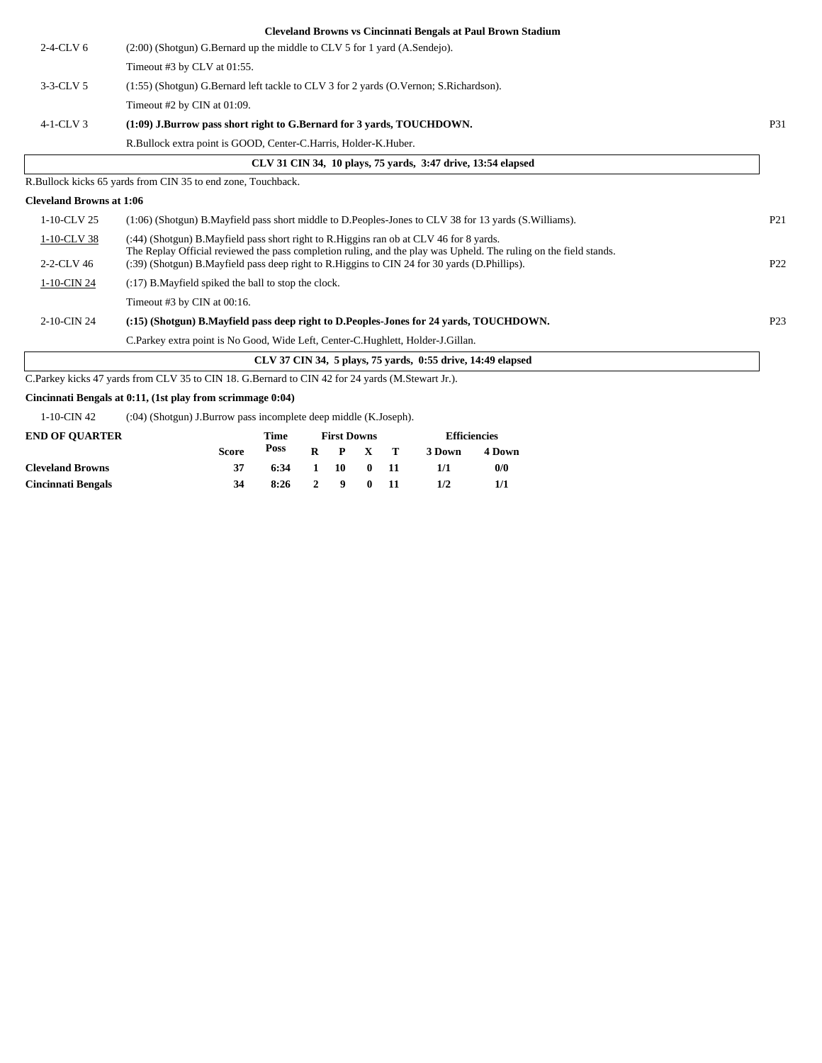### Cleveland Browns vs Cincinnati Bengals at Paul Brown Stadium

| Down | Play | |
|---|---|---|
| 2-4-CLV 6 | (2:00) (Shotgun) G.Bernard up the middle to CLV 5 for 1 yard (A.Sendejo). | |
| | Timeout #3 by CLV at 01:55. | |
| 3-3-CLV 5 | (1:55) (Shotgun) G.Bernard left tackle to CLV 3 for 2 yards (O.Vernon; S.Richardson). | |
| | Timeout #2 by CIN at 01:09. | |
| 4-1-CLV 3 | **(1:09) J.Burrow pass short right to G.Bernard for 3 yards, TOUCHDOWN.** | P31 |
| | R.Bullock extra point is GOOD, Center-C.Harris, Holder-K.Huber. | |

**CLV 31 CIN 34, 10 plays, 75 yards, 3:47 drive, 13:54 elapsed**

R.Bullock kicks 65 yards from CIN 35 to end zone, Touchback.

**Cleveland Browns at 1:06**

| Down | Play | |
|---|---|---|
| 1-10-CLV 25 | (1:06) (Shotgun) B.Mayfield pass short middle to D.Peoples-Jones to CLV 38 for 13 yards (S.Williams). | P21 |
| 1-10-CLV 38 | (:44) (Shotgun) B.Mayfield pass short right to R.Higgins ran ob at CLV 46 for 8 yards. The Replay Official reviewed the pass completion ruling, and the play was Upheld. The ruling on the field stands. | |
| 2-2-CLV 46 | (:39) (Shotgun) B.Mayfield pass deep right to R.Higgins to CIN 24 for 30 yards (D.Phillips). | P22 |
| 1-10-CIN 24 | (:17) B.Mayfield spiked the ball to stop the clock. | |
| | Timeout #3 by CIN at 00:16. | |
| 2-10-CIN 24 | **(:15) (Shotgun) B.Mayfield pass deep right to D.Peoples-Jones for 24 yards, TOUCHDOWN.** | P23 |
| | C.Parkey extra point is No Good, Wide Left, Center-C.Hughlett, Holder-J.Gillan. | |

**CLV 37 CIN 34, 5 plays, 75 yards, 0:55 drive, 14:49 elapsed**

C.Parkey kicks 47 yards from CLV 35 to CIN 18. G.Bernard to CIN 42 for 24 yards (M.Stewart Jr.).

**Cincinnati Bengals at 0:11, (1st play from scrimmage 0:04)**

| Down | Play |
|---|---|
| 1-10-CIN 42 | (:04) (Shotgun) J.Burrow pass incomplete deep middle (K.Joseph). |

| END OF QUARTER | Score | Time Poss | First Downs R | P | X | T | Efficiencies 3 Down | 4 Down |
|---|---|---|---|---|---|---|---|---|
| **Cleveland Browns** | 37 | 6:34 | 1 | 10 | 0 | 11 | 1/1 | 0/0 |
| **Cincinnati Bengals** | 34 | 8:26 | 2 | 9 | 0 | 11 | 1/2 | 1/1 |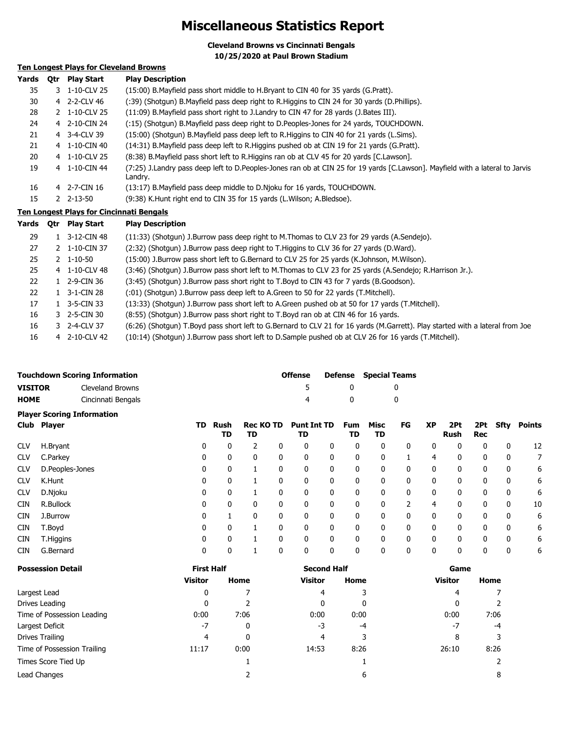# Miscellaneous Statistics Report

**Cleveland Browns vs Cincinnati Bengals**
**10/25/2020 at Paul Brown Stadium**

### Ten Longest Plays for Cleveland Browns

| Yards | Qtr | Play Start | Play Description |
|---|---|---|---|
| 35 | 3 | 1-10-CLV 25 | (15:00) B.Mayfield pass short middle to H.Bryant to CIN 40 for 35 yards (G.Pratt). |
| 30 | 4 | 2-2-CLV 46 | (:39) (Shotgun) B.Mayfield pass deep right to R.Higgins to CIN 24 for 30 yards (D.Phillips). |
| 28 | 2 | 1-10-CLV 25 | (11:09) B.Mayfield pass short right to J.Landry to CIN 47 for 28 yards (J.Bates III). |
| 24 | 4 | 2-10-CIN 24 | (:15) (Shotgun) B.Mayfield pass deep right to D.Peoples-Jones for 24 yards, TOUCHDOWN. |
| 21 | 4 | 3-4-CLV 39 | (15:00) (Shotgun) B.Mayfield pass deep left to R.Higgins to CIN 40 for 21 yards (L.Sims). |
| 21 | 4 | 1-10-CIN 40 | (14:31) B.Mayfield pass deep left to R.Higgins pushed ob at CIN 19 for 21 yards (G.Pratt). |
| 20 | 4 | 1-10-CLV 25 | (8:38) B.Mayfield pass short left to R.Higgins ran ob at CLV 45 for 20 yards [C.Lawson]. |
| 19 | 4 | 1-10-CIN 44 | (7:25) J.Landry pass deep left to D.Peoples-Jones ran ob at CIN 25 for 19 yards [C.Lawson]. Mayfield with a lateral to Jarvis Landry. |
| 16 | 4 | 2-7-CIN 16 | (13:17) B.Mayfield pass deep middle to D.Njoku for 16 yards, TOUCHDOWN. |
| 15 | 2 | 2-13-50 | (9:38) K.Hunt right end to CIN 35 for 15 yards (L.Wilson; A.Bledsoe). |

### Ten Longest Plays for Cincinnati Bengals

| Yards | Qtr | Play Start | Play Description |
|---|---|---|---|
| 29 | 1 | 3-12-CIN 48 | (11:33) (Shotgun) J.Burrow pass deep right to M.Thomas to CLV 23 for 29 yards (A.Sendejo). |
| 27 | 2 | 1-10-CIN 37 | (2:32) (Shotgun) J.Burrow pass deep right to T.Higgins to CLV 36 for 27 yards (D.Ward). |
| 25 | 2 | 1-10-50 | (15:00) J.Burrow pass short left to G.Bernard to CLV 25 for 25 yards (K.Johnson, M.Wilson). |
| 25 | 4 | 1-10-CLV 48 | (3:46) (Shotgun) J.Burrow pass short left to M.Thomas to CLV 23 for 25 yards (A.Sendejo; R.Harrison Jr.). |
| 22 | 1 | 2-9-CIN 36 | (3:45) (Shotgun) J.Burrow pass short right to T.Boyd to CIN 43 for 7 yards (B.Goodson). |
| 22 | 1 | 3-1-CIN 28 | (:01) (Shotgun) J.Burrow pass deep left to A.Green to 50 for 22 yards (T.Mitchell). |
| 17 | 1 | 3-5-CIN 33 | (13:33) (Shotgun) J.Burrow pass short left to A.Green pushed ob at 50 for 17 yards (T.Mitchell). |
| 16 | 3 | 2-5-CIN 30 | (8:55) (Shotgun) J.Burrow pass short right to T.Boyd ran ob at CIN 46 for 16 yards. |
| 16 | 3 | 2-4-CLV 37 | (6:26) (Shotgun) T.Boyd pass short left to G.Bernard to CLV 21 for 16 yards (M.Garrett). Play started with a lateral from Joe |
| 16 | 4 | 2-10-CLV 42 | (10:14) (Shotgun) J.Burrow pass short left to D.Sample pushed ob at CLV 26 for 16 yards (T.Mitchell). |

### Touchdown Scoring Information

| | | Offense | Defense | Special Teams |
|---|---|---|---|---|
| **VISITOR** | Cleveland Browns | 5 | 0 | 0 |
| **HOME** | Cincinnati Bengals | 4 | 0 | 0 |

### Player Scoring Information

| Club | Player | TD | Rush TD | Rec TD | KO TD | Punt TD | Int TD | Fum TD | Misc TD | FG | XP | 2Pt Rush | 2Pt Rec | Sfty | Points |
|---|---|---|---|---|---|---|---|---|---|---|---|---|---|---|---|
| CLV | H.Bryant | 0 | 0 | 2 | 0 | 0 | 0 | 0 | 0 | 0 | 0 | 0 | 0 | 0 | 12 |
| CLV | C.Parkey | 0 | 0 | 0 | 0 | 0 | 0 | 0 | 0 | 1 | 4 | 0 | 0 | 0 | 7 |
| CLV | D.Peoples-Jones | 0 | 0 | 1 | 0 | 0 | 0 | 0 | 0 | 0 | 0 | 0 | 0 | 0 | 6 |
| CLV | K.Hunt | 0 | 0 | 1 | 0 | 0 | 0 | 0 | 0 | 0 | 0 | 0 | 0 | 0 | 6 |
| CLV | D.Njoku | 0 | 0 | 1 | 0 | 0 | 0 | 0 | 0 | 0 | 0 | 0 | 0 | 0 | 6 |
| CIN | R.Bullock | 0 | 0 | 0 | 0 | 0 | 0 | 0 | 0 | 2 | 4 | 0 | 0 | 0 | 10 |
| CIN | J.Burrow | 0 | 1 | 0 | 0 | 0 | 0 | 0 | 0 | 0 | 0 | 0 | 0 | 0 | 6 |
| CIN | T.Boyd | 0 | 0 | 1 | 0 | 0 | 0 | 0 | 0 | 0 | 0 | 0 | 0 | 0 | 6 |
| CIN | T.Higgins | 0 | 0 | 1 | 0 | 0 | 0 | 0 | 0 | 0 | 0 | 0 | 0 | 0 | 6 |
| CIN | G.Bernard | 0 | 0 | 1 | 0 | 0 | 0 | 0 | 0 | 0 | 0 | 0 | 0 | 0 | 6 |

### Possession Detail

| | First Half | | Second Half | | Game | |
|---|---|---|---|---|---|---|
| | Visitor | Home | Visitor | Home | Visitor | Home |
| Largest Lead | 0 | 7 | 4 | 3 | 4 | 7 |
| Drives Leading | 0 | 2 | 0 | 0 | 0 | 2 |
| Time of Possession Leading | 0:00 | 7:06 | 0:00 | 0:00 | 0:00 | 7:06 |
| Largest Deficit | -7 | 0 | -3 | -4 | -7 | -4 |
| Drives Trailing | 4 | 0 | 4 | 3 | 8 | 3 |
| Time of Possession Trailing | 11:17 | 0:00 | 14:53 | 8:26 | 26:10 | 8:26 |
| Times Score Tied Up | | 1 | | 1 | | 2 |
| Lead Changes | | 2 | | 6 | | 8 |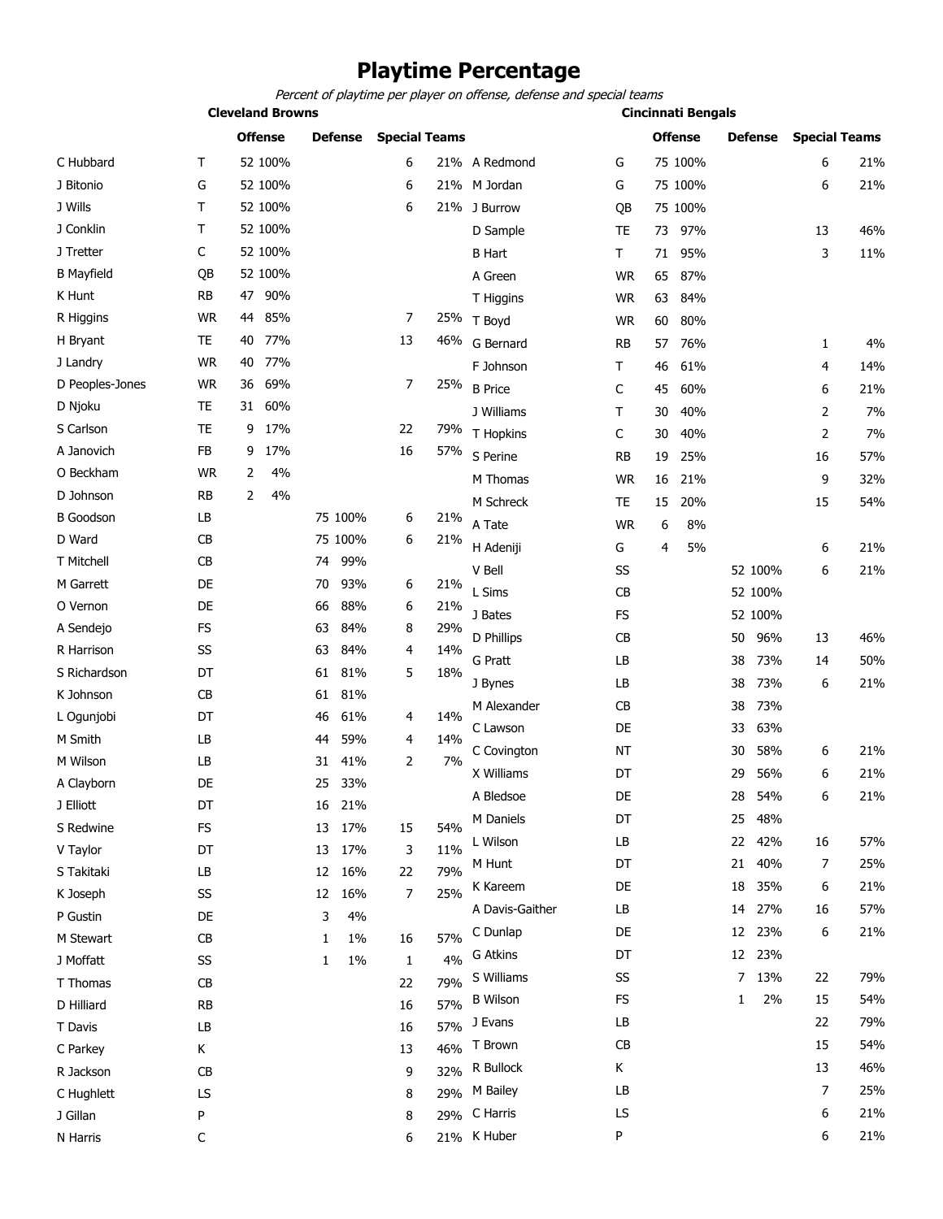# Playtime Percentage

*Percent of playtime per player on offense, defense and special teams*

## Cleveland Browns

| Player | Pos | Offense | | Defense | | Special Teams | |
|---|---|---|---|---|---|---|---|
| C Hubbard | T | 52 | 100% | | | 6 | 21% |
| J Bitonio | G | 52 | 100% | | | 6 | 21% |
| J Wills | T | 52 | 100% | | | 6 | 21% |
| J Conklin | T | 52 | 100% | | | | |
| J Tretter | C | 52 | 100% | | | | |
| B Mayfield | QB | 52 | 100% | | | | |
| K Hunt | RB | 47 | 90% | | | | |
| R Higgins | WR | 44 | 85% | | | 7 | 25% |
| H Bryant | TE | 40 | 77% | | | 13 | 46% |
| J Landry | WR | 40 | 77% | | | | |
| D Peoples-Jones | WR | 36 | 69% | | | 7 | 25% |
| D Njoku | TE | 31 | 60% | | | | |
| S Carlson | TE | 9 | 17% | | | 22 | 79% |
| A Janovich | FB | 9 | 17% | | | 16 | 57% |
| O Beckham | WR | 2 | 4% | | | | |
| D Johnson | RB | 2 | 4% | | | | |
| B Goodson | LB | | | 75 | 100% | 6 | 21% |
| D Ward | CB | | | 75 | 100% | 6 | 21% |
| T Mitchell | CB | | | 74 | 99% | | |
| M Garrett | DE | | | 70 | 93% | 6 | 21% |
| O Vernon | DE | | | 66 | 88% | 6 | 21% |
| A Sendejo | FS | | | 63 | 84% | 8 | 29% |
| R Harrison | SS | | | 63 | 84% | 4 | 14% |
| S Richardson | DT | | | 61 | 81% | 5 | 18% |
| K Johnson | CB | | | 61 | 81% | | |
| L Ogunjobi | DT | | | 46 | 61% | 4 | 14% |
| M Smith | LB | | | 44 | 59% | 4 | 14% |
| M Wilson | LB | | | 31 | 41% | 2 | 7% |
| A Clayborn | DE | | | 25 | 33% | | |
| J Elliott | DT | | | 16 | 21% | | |
| S Redwine | FS | | | 13 | 17% | 15 | 54% |
| V Taylor | DT | | | 13 | 17% | 3 | 11% |
| S Takitaki | LB | | | 12 | 16% | 22 | 79% |
| K Joseph | SS | | | 12 | 16% | 7 | 25% |
| P Gustin | DE | | | 3 | 4% | | |
| M Stewart | CB | | | 1 | 1% | 16 | 57% |
| J Moffatt | SS | | | 1 | 1% | 1 | 4% |
| T Thomas | CB | | | | | 22 | 79% |
| D Hilliard | RB | | | | | 16 | 57% |
| T Davis | LB | | | | | 16 | 57% |
| C Parkey | K | | | | | 13 | 46% |
| R Jackson | CB | | | | | 9 | 32% |
| C Hughlett | LS | | | | | 8 | 29% |
| J Gillan | P | | | | | 8 | 29% |
| N Harris | C | | | | | 6 | 21% |

## Cincinnati Bengals

| Player | Pos | Offense | | Defense | | Special Teams | |
|---|---|---|---|---|---|---|---|
| A Redmond | G | 75 | 100% | | | 6 | 21% |
| M Jordan | G | 75 | 100% | | | 6 | 21% |
| J Burrow | QB | 75 | 100% | | | | |
| D Sample | TE | 73 | 97% | | | 13 | 46% |
| B Hart | T | 71 | 95% | | | 3 | 11% |
| A Green | WR | 65 | 87% | | | | |
| T Higgins | WR | 63 | 84% | | | | |
| T Boyd | WR | 60 | 80% | | | | |
| G Bernard | RB | 57 | 76% | | | 1 | 4% |
| F Johnson | T | 46 | 61% | | | 4 | 14% |
| B Price | C | 45 | 60% | | | 6 | 21% |
| J Williams | T | 30 | 40% | | | 2 | 7% |
| T Hopkins | C | 30 | 40% | | | 2 | 7% |
| S Perine | RB | 19 | 25% | | | 16 | 57% |
| M Thomas | WR | 16 | 21% | | | 9 | 32% |
| M Schreck | TE | 15 | 20% | | | 15 | 54% |
| A Tate | WR | 6 | 8% | | | | |
| H Adeniji | G | 4 | 5% | | | 6 | 21% |
| V Bell | SS | | | 52 | 100% | 6 | 21% |
| L Sims | CB | | | 52 | 100% | | |
| J Bates | FS | | | 52 | 100% | | |
| D Phillips | CB | | | 50 | 96% | 13 | 46% |
| G Pratt | LB | | | 38 | 73% | 14 | 50% |
| J Bynes | LB | | | 38 | 73% | 6 | 21% |
| M Alexander | CB | | | 38 | 73% | | |
| C Lawson | DE | | | 33 | 63% | | |
| C Covington | NT | | | 30 | 58% | 6 | 21% |
| X Williams | DT | | | 29 | 56% | 6 | 21% |
| A Bledsoe | DE | | | 28 | 54% | 6 | 21% |
| M Daniels | DT | | | 25 | 48% | | |
| L Wilson | LB | | | 22 | 42% | 16 | 57% |
| M Hunt | DT | | | 21 | 40% | 7 | 25% |
| K Kareem | DE | | | 18 | 35% | 6 | 21% |
| A Davis-Gaither | LB | | | 14 | 27% | 16 | 57% |
| C Dunlap | DE | | | 12 | 23% | 6 | 21% |
| G Atkins | DT | | | 12 | 23% | | |
| S Williams | SS | | | 7 | 13% | 22 | 79% |
| B Wilson | FS | | | 1 | 2% | 15 | 54% |
| J Evans | LB | | | | | 22 | 79% |
| T Brown | CB | | | | | 15 | 54% |
| R Bullock | K | | | | | 13 | 46% |
| M Bailey | LB | | | | | 7 | 25% |
| C Harris | LS | | | | | 6 | 21% |
| K Huber | P | | | | | 6 | 21% |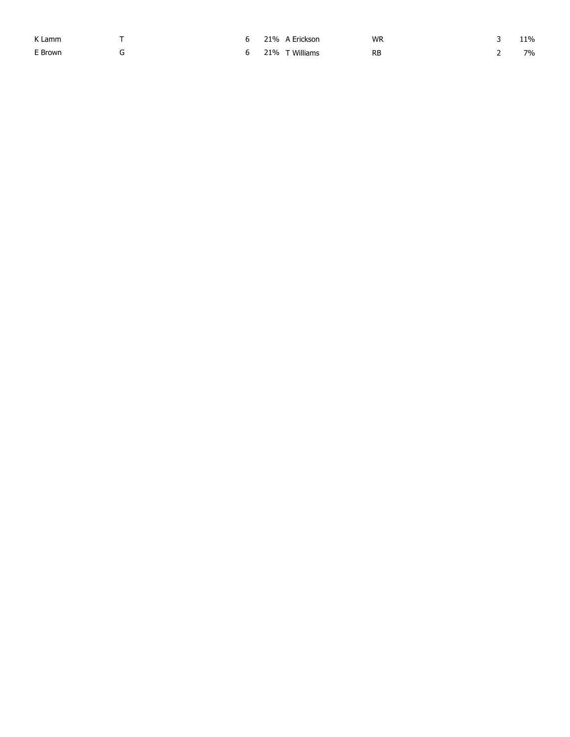| | | | | | | | |
|---|---|---|---|---|---|---|---|
| K Lamm | T | 6 | 21% | A Erickson | WR | 3 | 11% |
| E Brown | G | 6 | 21% | T Williams | RB | 2 | 7% |